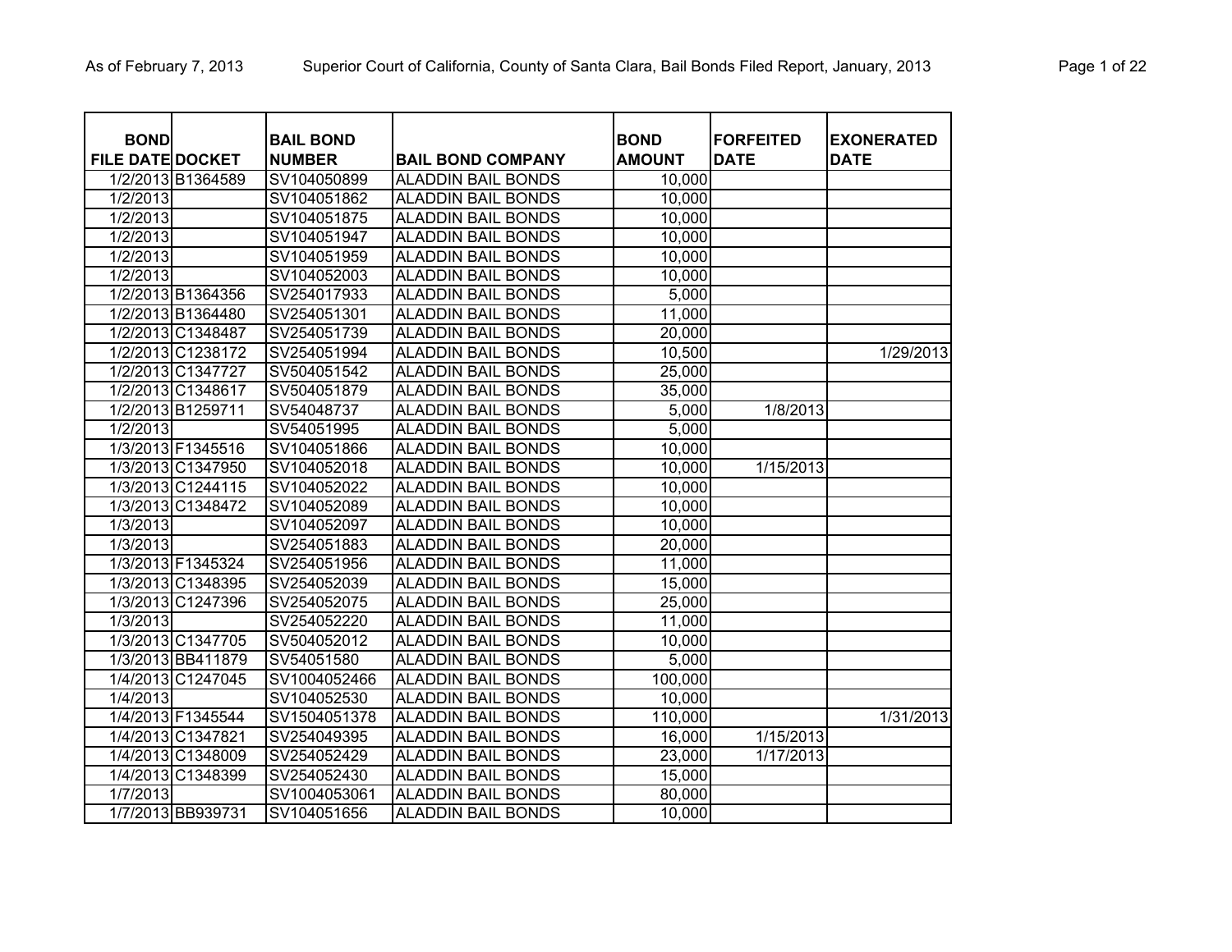| BOND FILE DATE | DOCKET | BAIL BOND NUMBER | BAIL BOND COMPANY | BOND AMOUNT | FORFEITED DATE | EXONERATED DATE |
|---|---|---|---|---|---|---|
| 1/2/2013 | B1364589 | SV104050899 | ALADDIN BAIL BONDS | 10,000 | | |
| 1/2/2013 | | SV104051862 | ALADDIN BAIL BONDS | 10,000 | | |
| 1/2/2013 | | SV104051875 | ALADDIN BAIL BONDS | 10,000 | | |
| 1/2/2013 | | SV104051947 | ALADDIN BAIL BONDS | 10,000 | | |
| 1/2/2013 | | SV104051959 | ALADDIN BAIL BONDS | 10,000 | | |
| 1/2/2013 | | SV104052003 | ALADDIN BAIL BONDS | 10,000 | | |
| 1/2/2013 | B1364356 | SV254017933 | ALADDIN BAIL BONDS | 5,000 | | |
| 1/2/2013 | B1364480 | SV254051301 | ALADDIN BAIL BONDS | 11,000 | | |
| 1/2/2013 | C1348487 | SV254051739 | ALADDIN BAIL BONDS | 20,000 | | |
| 1/2/2013 | C1238172 | SV254051994 | ALADDIN BAIL BONDS | 10,500 | | 1/29/2013 |
| 1/2/2013 | C1347727 | SV504051542 | ALADDIN BAIL BONDS | 25,000 | | |
| 1/2/2013 | C1348617 | SV504051879 | ALADDIN BAIL BONDS | 35,000 | | |
| 1/2/2013 | B1259711 | SV54048737 | ALADDIN BAIL BONDS | 5,000 | 1/8/2013 | |
| 1/2/2013 | | SV54051995 | ALADDIN BAIL BONDS | 5,000 | | |
| 1/3/2013 | F1345516 | SV104051866 | ALADDIN BAIL BONDS | 10,000 | | |
| 1/3/2013 | C1347950 | SV104052018 | ALADDIN BAIL BONDS | 10,000 | 1/15/2013 | |
| 1/3/2013 | C1244115 | SV104052022 | ALADDIN BAIL BONDS | 10,000 | | |
| 1/3/2013 | C1348472 | SV104052089 | ALADDIN BAIL BONDS | 10,000 | | |
| 1/3/2013 | | SV104052097 | ALADDIN BAIL BONDS | 10,000 | | |
| 1/3/2013 | | SV254051883 | ALADDIN BAIL BONDS | 20,000 | | |
| 1/3/2013 | F1345324 | SV254051956 | ALADDIN BAIL BONDS | 11,000 | | |
| 1/3/2013 | C1348395 | SV254052039 | ALADDIN BAIL BONDS | 15,000 | | |
| 1/3/2013 | C1247396 | SV254052075 | ALADDIN BAIL BONDS | 25,000 | | |
| 1/3/2013 | | SV254052220 | ALADDIN BAIL BONDS | 11,000 | | |
| 1/3/2013 | C1347705 | SV504052012 | ALADDIN BAIL BONDS | 10,000 | | |
| 1/3/2013 | BB411879 | SV54051580 | ALADDIN BAIL BONDS | 5,000 | | |
| 1/4/2013 | C1247045 | SV1004052466 | ALADDIN BAIL BONDS | 100,000 | | |
| 1/4/2013 | | SV104052530 | ALADDIN BAIL BONDS | 10,000 | | |
| 1/4/2013 | F1345544 | SV1504051378 | ALADDIN BAIL BONDS | 110,000 | | 1/31/2013 |
| 1/4/2013 | C1347821 | SV254049395 | ALADDIN BAIL BONDS | 16,000 | 1/15/2013 | |
| 1/4/2013 | C1348009 | SV254052429 | ALADDIN BAIL BONDS | 23,000 | 1/17/2013 | |
| 1/4/2013 | C1348399 | SV254052430 | ALADDIN BAIL BONDS | 15,000 | | |
| 1/7/2013 | | SV1004053061 | ALADDIN BAIL BONDS | 80,000 | | |
| 1/7/2013 | BB939731 | SV104051656 | ALADDIN BAIL BONDS | 10,000 | | |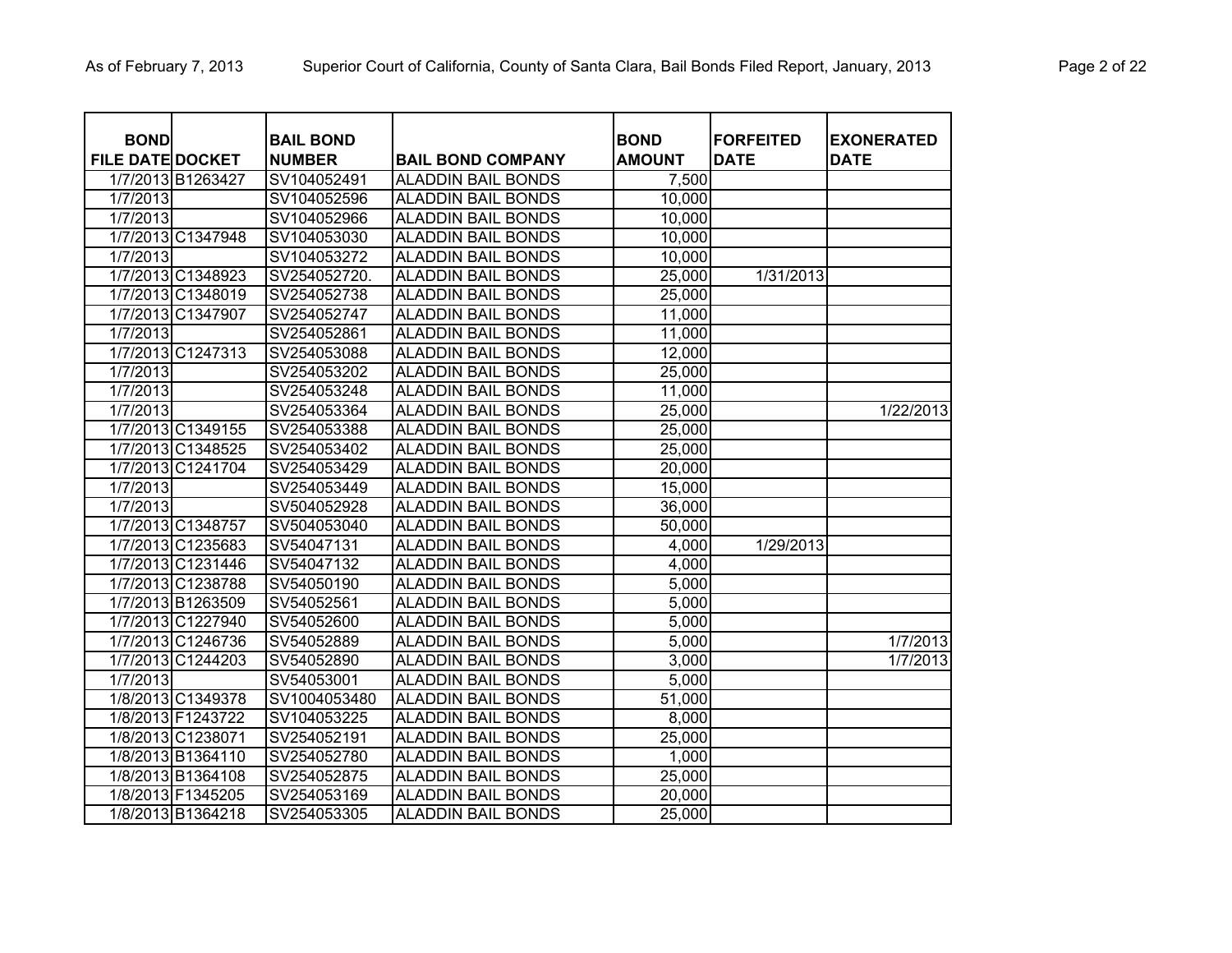| BOND FILE DATE | DOCKET | BAIL BOND NUMBER | BAIL BOND COMPANY | BOND AMOUNT | FORFEITED DATE | EXONERATED DATE |
|---|---|---|---|---|---|---|
| 1/7/2013 | B1263427 | SV104052491 | ALADDIN BAIL BONDS | 7,500 | | |
| 1/7/2013 | | SV104052596 | ALADDIN BAIL BONDS | 10,000 | | |
| 1/7/2013 | | SV104052966 | ALADDIN BAIL BONDS | 10,000 | | |
| 1/7/2013 | C1347948 | SV104053030 | ALADDIN BAIL BONDS | 10,000 | | |
| 1/7/2013 | | SV104053272 | ALADDIN BAIL BONDS | 10,000 | | |
| 1/7/2013 | C1348923 | SV254052720. | ALADDIN BAIL BONDS | 25,000 | 1/31/2013 | |
| 1/7/2013 | C1348019 | SV254052738 | ALADDIN BAIL BONDS | 25,000 | | |
| 1/7/2013 | C1347907 | SV254052747 | ALADDIN BAIL BONDS | 11,000 | | |
| 1/7/2013 | | SV254052861 | ALADDIN BAIL BONDS | 11,000 | | |
| 1/7/2013 | C1247313 | SV254053088 | ALADDIN BAIL BONDS | 12,000 | | |
| 1/7/2013 | | SV254053202 | ALADDIN BAIL BONDS | 25,000 | | |
| 1/7/2013 | | SV254053248 | ALADDIN BAIL BONDS | 11,000 | | |
| 1/7/2013 | | SV254053364 | ALADDIN BAIL BONDS | 25,000 | | 1/22/2013 |
| 1/7/2013 | C1349155 | SV254053388 | ALADDIN BAIL BONDS | 25,000 | | |
| 1/7/2013 | C1348525 | SV254053402 | ALADDIN BAIL BONDS | 25,000 | | |
| 1/7/2013 | C1241704 | SV254053429 | ALADDIN BAIL BONDS | 20,000 | | |
| 1/7/2013 | | SV254053449 | ALADDIN BAIL BONDS | 15,000 | | |
| 1/7/2013 | | SV504052928 | ALADDIN BAIL BONDS | 36,000 | | |
| 1/7/2013 | C1348757 | SV504053040 | ALADDIN BAIL BONDS | 50,000 | | |
| 1/7/2013 | C1235683 | SV54047131 | ALADDIN BAIL BONDS | 4,000 | 1/29/2013 | |
| 1/7/2013 | C1231446 | SV54047132 | ALADDIN BAIL BONDS | 4,000 | | |
| 1/7/2013 | C1238788 | SV54050190 | ALADDIN BAIL BONDS | 5,000 | | |
| 1/7/2013 | B1263509 | SV54052561 | ALADDIN BAIL BONDS | 5,000 | | |
| 1/7/2013 | C1227940 | SV54052600 | ALADDIN BAIL BONDS | 5,000 | | |
| 1/7/2013 | C1246736 | SV54052889 | ALADDIN BAIL BONDS | 5,000 | | 1/7/2013 |
| 1/7/2013 | C1244203 | SV54052890 | ALADDIN BAIL BONDS | 3,000 | | 1/7/2013 |
| 1/7/2013 | | SV54053001 | ALADDIN BAIL BONDS | 5,000 | | |
| 1/8/2013 | C1349378 | SV1004053480 | ALADDIN BAIL BONDS | 51,000 | | |
| 1/8/2013 | F1243722 | SV104053225 | ALADDIN BAIL BONDS | 8,000 | | |
| 1/8/2013 | C1238071 | SV254052191 | ALADDIN BAIL BONDS | 25,000 | | |
| 1/8/2013 | B1364110 | SV254052780 | ALADDIN BAIL BONDS | 1,000 | | |
| 1/8/2013 | B1364108 | SV254052875 | ALADDIN BAIL BONDS | 25,000 | | |
| 1/8/2013 | F1345205 | SV254053169 | ALADDIN BAIL BONDS | 20,000 | | |
| 1/8/2013 | B1364218 | SV254053305 | ALADDIN BAIL BONDS | 25,000 | | |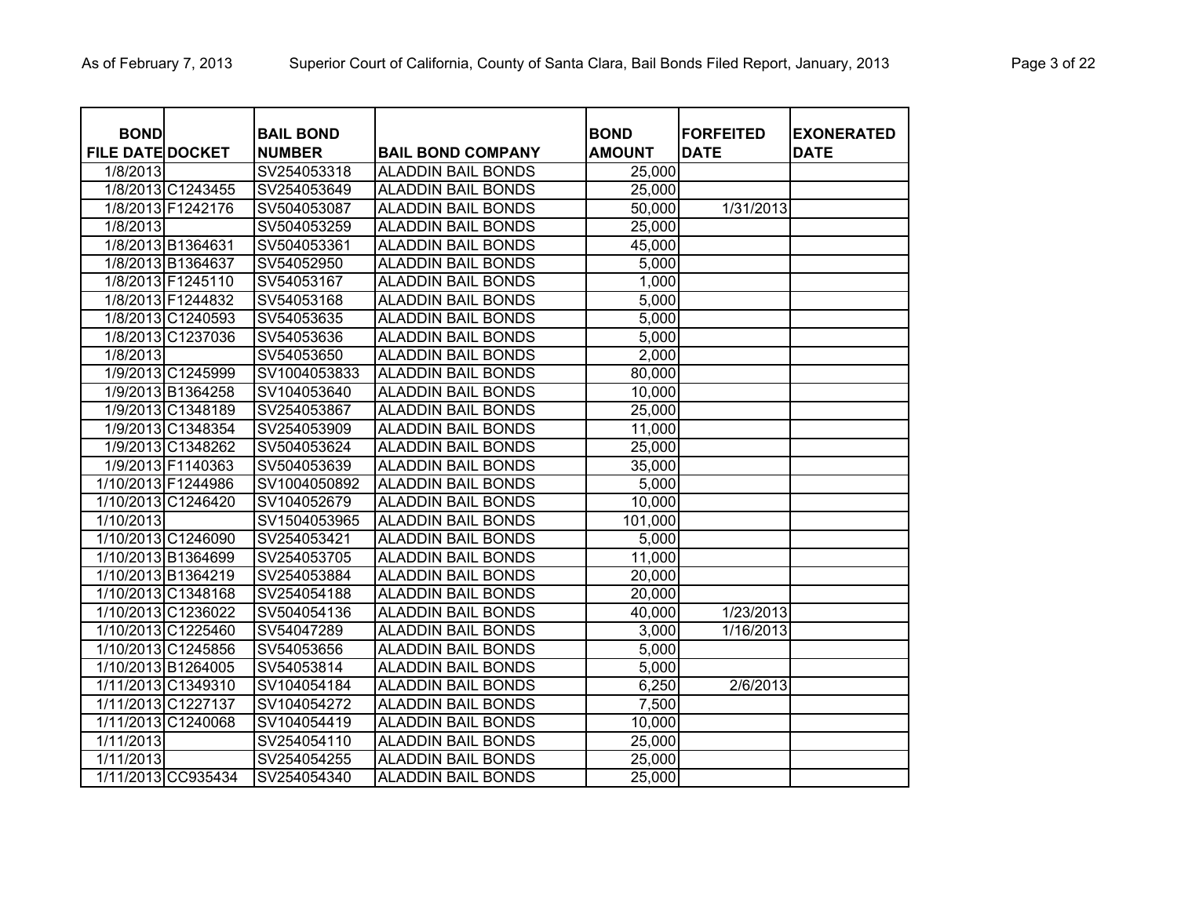| BOND FILE DATE | DOCKET | BAIL BOND NUMBER | BAIL BOND COMPANY | BOND AMOUNT | FORFEITED DATE | EXONERATED DATE |
|---|---|---|---|---|---|---|
| 1/8/2013 | | SV254053318 | ALADDIN BAIL BONDS | 25,000 | | |
| 1/8/2013 | C1243455 | SV254053649 | ALADDIN BAIL BONDS | 25,000 | | |
| 1/8/2013 | F1242176 | SV504053087 | ALADDIN BAIL BONDS | 50,000 | 1/31/2013 | |
| 1/8/2013 | | SV504053259 | ALADDIN BAIL BONDS | 25,000 | | |
| 1/8/2013 | B1364631 | SV504053361 | ALADDIN BAIL BONDS | 45,000 | | |
| 1/8/2013 | B1364637 | SV54052950 | ALADDIN BAIL BONDS | 5,000 | | |
| 1/8/2013 | F1245110 | SV54053167 | ALADDIN BAIL BONDS | 1,000 | | |
| 1/8/2013 | F1244832 | SV54053168 | ALADDIN BAIL BONDS | 5,000 | | |
| 1/8/2013 | C1240593 | SV54053635 | ALADDIN BAIL BONDS | 5,000 | | |
| 1/8/2013 | C1237036 | SV54053636 | ALADDIN BAIL BONDS | 5,000 | | |
| 1/8/2013 | | SV54053650 | ALADDIN BAIL BONDS | 2,000 | | |
| 1/9/2013 | C1245999 | SV1004053833 | ALADDIN BAIL BONDS | 80,000 | | |
| 1/9/2013 | B1364258 | SV104053640 | ALADDIN BAIL BONDS | 10,000 | | |
| 1/9/2013 | C1348189 | SV254053867 | ALADDIN BAIL BONDS | 25,000 | | |
| 1/9/2013 | C1348354 | SV254053909 | ALADDIN BAIL BONDS | 11,000 | | |
| 1/9/2013 | C1348262 | SV504053624 | ALADDIN BAIL BONDS | 25,000 | | |
| 1/9/2013 | F1140363 | SV504053639 | ALADDIN BAIL BONDS | 35,000 | | |
| 1/10/2013 | F1244986 | SV1004050892 | ALADDIN BAIL BONDS | 5,000 | | |
| 1/10/2013 | C1246420 | SV104052679 | ALADDIN BAIL BONDS | 10,000 | | |
| 1/10/2013 | | SV1504053965 | ALADDIN BAIL BONDS | 101,000 | | |
| 1/10/2013 | C1246090 | SV254053421 | ALADDIN BAIL BONDS | 5,000 | | |
| 1/10/2013 | B1364699 | SV254053705 | ALADDIN BAIL BONDS | 11,000 | | |
| 1/10/2013 | B1364219 | SV254053884 | ALADDIN BAIL BONDS | 20,000 | | |
| 1/10/2013 | C1348168 | SV254054188 | ALADDIN BAIL BONDS | 20,000 | | |
| 1/10/2013 | C1236022 | SV504054136 | ALADDIN BAIL BONDS | 40,000 | 1/23/2013 | |
| 1/10/2013 | C1225460 | SV54047289 | ALADDIN BAIL BONDS | 3,000 | 1/16/2013 | |
| 1/10/2013 | C1245856 | SV54053656 | ALADDIN BAIL BONDS | 5,000 | | |
| 1/10/2013 | B1264005 | SV54053814 | ALADDIN BAIL BONDS | 5,000 | | |
| 1/11/2013 | C1349310 | SV104054184 | ALADDIN BAIL BONDS | 6,250 | 2/6/2013 | |
| 1/11/2013 | C1227137 | SV104054272 | ALADDIN BAIL BONDS | 7,500 | | |
| 1/11/2013 | C1240068 | SV104054419 | ALADDIN BAIL BONDS | 10,000 | | |
| 1/11/2013 | | SV254054110 | ALADDIN BAIL BONDS | 25,000 | | |
| 1/11/2013 | | SV254054255 | ALADDIN BAIL BONDS | 25,000 | | |
| 1/11/2013 | CC935434 | SV254054340 | ALADDIN BAIL BONDS | 25,000 | | |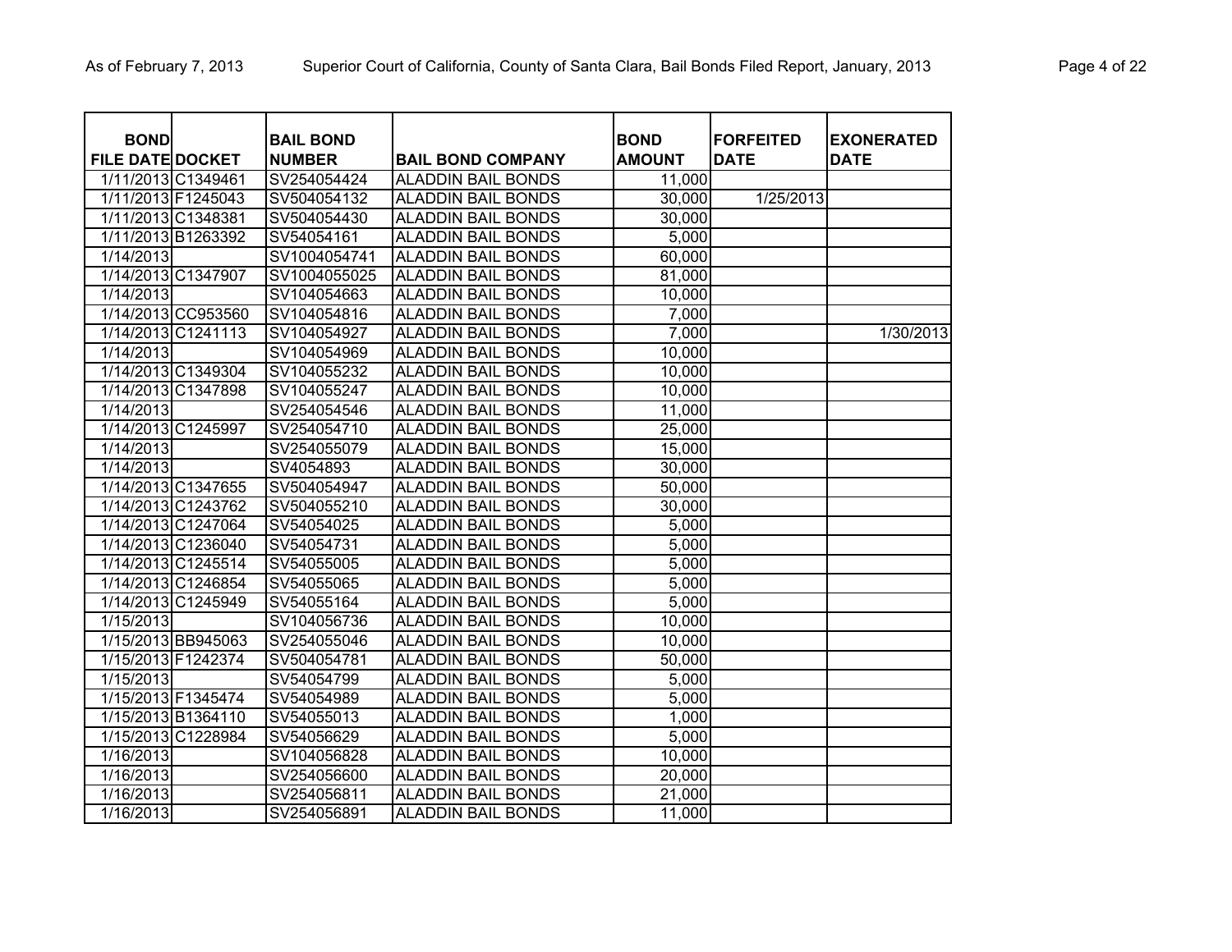| BOND FILE DATE | DOCKET | BAIL BOND NUMBER | BAIL BOND COMPANY | BOND AMOUNT | FORFEITED DATE | EXONERATED DATE |
|---|---|---|---|---|---|---|
| 1/11/2013 | C1349461 | SV254054424 | ALADDIN BAIL BONDS | 11,000 | | |
| 1/11/2013 | F1245043 | SV504054132 | ALADDIN BAIL BONDS | 30,000 | 1/25/2013 | |
| 1/11/2013 | C1348381 | SV504054430 | ALADDIN BAIL BONDS | 30,000 | | |
| 1/11/2013 | B1263392 | SV54054161 | ALADDIN BAIL BONDS | 5,000 | | |
| 1/14/2013 | | SV1004054741 | ALADDIN BAIL BONDS | 60,000 | | |
| 1/14/2013 | C1347907 | SV1004055025 | ALADDIN BAIL BONDS | 81,000 | | |
| 1/14/2013 | | SV104054663 | ALADDIN BAIL BONDS | 10,000 | | |
| 1/14/2013 | CC953560 | SV104054816 | ALADDIN BAIL BONDS | 7,000 | | |
| 1/14/2013 | C1241113 | SV104054927 | ALADDIN BAIL BONDS | 7,000 | | 1/30/2013 |
| 1/14/2013 | | SV104054969 | ALADDIN BAIL BONDS | 10,000 | | |
| 1/14/2013 | C1349304 | SV104055232 | ALADDIN BAIL BONDS | 10,000 | | |
| 1/14/2013 | C1347898 | SV104055247 | ALADDIN BAIL BONDS | 10,000 | | |
| 1/14/2013 | | SV254054546 | ALADDIN BAIL BONDS | 11,000 | | |
| 1/14/2013 | C1245997 | SV254054710 | ALADDIN BAIL BONDS | 25,000 | | |
| 1/14/2013 | | SV254055079 | ALADDIN BAIL BONDS | 15,000 | | |
| 1/14/2013 | | SV4054893 | ALADDIN BAIL BONDS | 30,000 | | |
| 1/14/2013 | C1347655 | SV504054947 | ALADDIN BAIL BONDS | 50,000 | | |
| 1/14/2013 | C1243762 | SV504055210 | ALADDIN BAIL BONDS | 30,000 | | |
| 1/14/2013 | C1247064 | SV54054025 | ALADDIN BAIL BONDS | 5,000 | | |
| 1/14/2013 | C1236040 | SV54054731 | ALADDIN BAIL BONDS | 5,000 | | |
| 1/14/2013 | C1245514 | SV54055005 | ALADDIN BAIL BONDS | 5,000 | | |
| 1/14/2013 | C1246854 | SV54055065 | ALADDIN BAIL BONDS | 5,000 | | |
| 1/14/2013 | C1245949 | SV54055164 | ALADDIN BAIL BONDS | 5,000 | | |
| 1/15/2013 | | SV104056736 | ALADDIN BAIL BONDS | 10,000 | | |
| 1/15/2013 | BB945063 | SV254055046 | ALADDIN BAIL BONDS | 10,000 | | |
| 1/15/2013 | F1242374 | SV504054781 | ALADDIN BAIL BONDS | 50,000 | | |
| 1/15/2013 | | SV54054799 | ALADDIN BAIL BONDS | 5,000 | | |
| 1/15/2013 | F1345474 | SV54054989 | ALADDIN BAIL BONDS | 5,000 | | |
| 1/15/2013 | B1364110 | SV54055013 | ALADDIN BAIL BONDS | 1,000 | | |
| 1/15/2013 | C1228984 | SV54056629 | ALADDIN BAIL BONDS | 5,000 | | |
| 1/16/2013 | | SV104056828 | ALADDIN BAIL BONDS | 10,000 | | |
| 1/16/2013 | | SV254056600 | ALADDIN BAIL BONDS | 20,000 | | |
| 1/16/2013 | | SV254056811 | ALADDIN BAIL BONDS | 21,000 | | |
| 1/16/2013 | | SV254056891 | ALADDIN BAIL BONDS | 11,000 | | |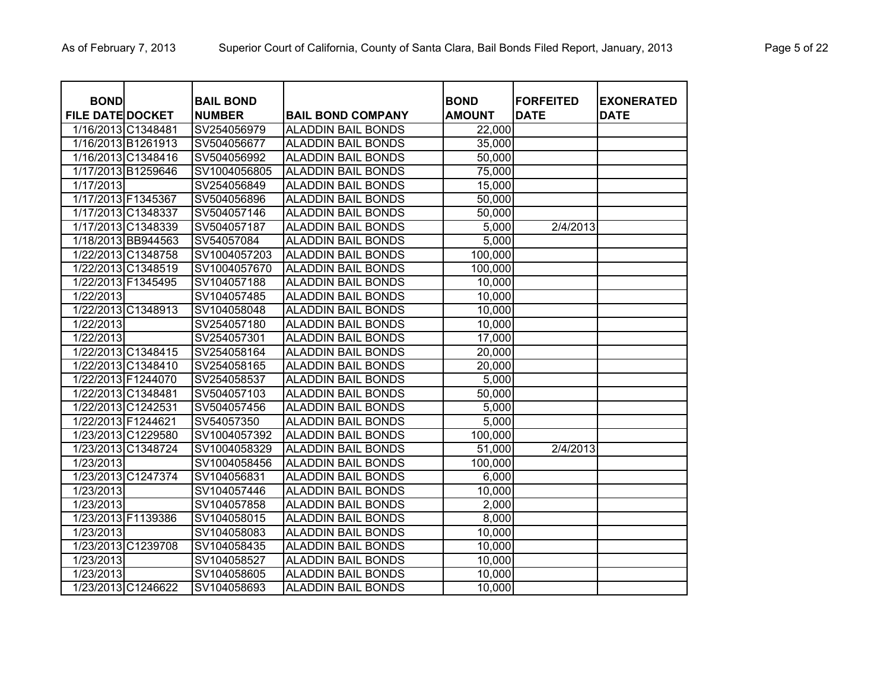| BOND FILE DATE | DOCKET | BAIL BOND NUMBER | BAIL BOND COMPANY | BOND AMOUNT | FORFEITED DATE | EXONERATED DATE |
|---|---|---|---|---|---|---|
| 1/16/2013 | C1348481 | SV254056979 | ALADDIN BAIL BONDS | 22,000 | | |
| 1/16/2013 | B1261913 | SV504056677 | ALADDIN BAIL BONDS | 35,000 | | |
| 1/16/2013 | C1348416 | SV504056992 | ALADDIN BAIL BONDS | 50,000 | | |
| 1/17/2013 | B1259646 | SV1004056805 | ALADDIN BAIL BONDS | 75,000 | | |
| 1/17/2013 | | SV254056849 | ALADDIN BAIL BONDS | 15,000 | | |
| 1/17/2013 | F1345367 | SV504056896 | ALADDIN BAIL BONDS | 50,000 | | |
| 1/17/2013 | C1348337 | SV504057146 | ALADDIN BAIL BONDS | 50,000 | | |
| 1/17/2013 | C1348339 | SV504057187 | ALADDIN BAIL BONDS | 5,000 | 2/4/2013 | |
| 1/18/2013 | BB944563 | SV54057084 | ALADDIN BAIL BONDS | 5,000 | | |
| 1/22/2013 | C1348758 | SV1004057203 | ALADDIN BAIL BONDS | 100,000 | | |
| 1/22/2013 | C1348519 | SV1004057670 | ALADDIN BAIL BONDS | 100,000 | | |
| 1/22/2013 | F1345495 | SV104057188 | ALADDIN BAIL BONDS | 10,000 | | |
| 1/22/2013 | | SV104057485 | ALADDIN BAIL BONDS | 10,000 | | |
| 1/22/2013 | C1348913 | SV104058048 | ALADDIN BAIL BONDS | 10,000 | | |
| 1/22/2013 | | SV254057180 | ALADDIN BAIL BONDS | 10,000 | | |
| 1/22/2013 | | SV254057301 | ALADDIN BAIL BONDS | 17,000 | | |
| 1/22/2013 | C1348415 | SV254058164 | ALADDIN BAIL BONDS | 20,000 | | |
| 1/22/2013 | C1348410 | SV254058165 | ALADDIN BAIL BONDS | 20,000 | | |
| 1/22/2013 | F1244070 | SV254058537 | ALADDIN BAIL BONDS | 5,000 | | |
| 1/22/2013 | C1348481 | SV504057103 | ALADDIN BAIL BONDS | 50,000 | | |
| 1/22/2013 | C1242531 | SV504057456 | ALADDIN BAIL BONDS | 5,000 | | |
| 1/22/2013 | F1244621 | SV54057350 | ALADDIN BAIL BONDS | 5,000 | | |
| 1/23/2013 | C1229580 | SV1004057392 | ALADDIN BAIL BONDS | 100,000 | | |
| 1/23/2013 | C1348724 | SV1004058329 | ALADDIN BAIL BONDS | 51,000 | 2/4/2013 | |
| 1/23/2013 | | SV1004058456 | ALADDIN BAIL BONDS | 100,000 | | |
| 1/23/2013 | C1247374 | SV104056831 | ALADDIN BAIL BONDS | 6,000 | | |
| 1/23/2013 | | SV104057446 | ALADDIN BAIL BONDS | 10,000 | | |
| 1/23/2013 | | SV104057858 | ALADDIN BAIL BONDS | 2,000 | | |
| 1/23/2013 | F1139386 | SV104058015 | ALADDIN BAIL BONDS | 8,000 | | |
| 1/23/2013 | | SV104058083 | ALADDIN BAIL BONDS | 10,000 | | |
| 1/23/2013 | C1239708 | SV104058435 | ALADDIN BAIL BONDS | 10,000 | | |
| 1/23/2013 | | SV104058527 | ALADDIN BAIL BONDS | 10,000 | | |
| 1/23/2013 | | SV104058605 | ALADDIN BAIL BONDS | 10,000 | | |
| 1/23/2013 | C1246622 | SV104058693 | ALADDIN BAIL BONDS | 10,000 | | |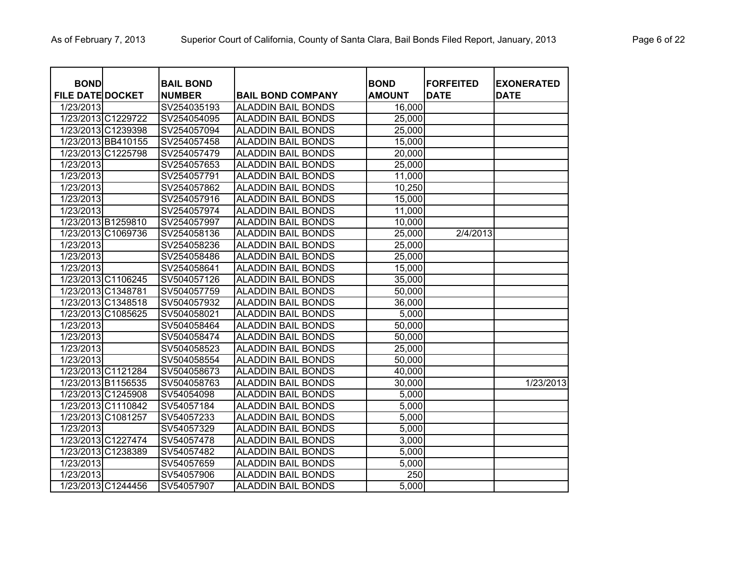| BOND FILE DATE | DOCKET | BAIL BOND NUMBER | BAIL BOND COMPANY | BOND AMOUNT | FORFEITED DATE | EXONERATED DATE |
|---|---|---|---|---|---|---|
| 1/23/2013 | | SV254035193 | ALADDIN BAIL BONDS | 16,000 | | |
| 1/23/2013 | C1229722 | SV254054095 | ALADDIN BAIL BONDS | 25,000 | | |
| 1/23/2013 | C1239398 | SV254057094 | ALADDIN BAIL BONDS | 25,000 | | |
| 1/23/2013 | BB410155 | SV254057458 | ALADDIN BAIL BONDS | 15,000 | | |
| 1/23/2013 | C1225798 | SV254057479 | ALADDIN BAIL BONDS | 20,000 | | |
| 1/23/2013 | | SV254057653 | ALADDIN BAIL BONDS | 25,000 | | |
| 1/23/2013 | | SV254057791 | ALADDIN BAIL BONDS | 11,000 | | |
| 1/23/2013 | | SV254057862 | ALADDIN BAIL BONDS | 10,250 | | |
| 1/23/2013 | | SV254057916 | ALADDIN BAIL BONDS | 15,000 | | |
| 1/23/2013 | | SV254057974 | ALADDIN BAIL BONDS | 11,000 | | |
| 1/23/2013 | B1259810 | SV254057997 | ALADDIN BAIL BONDS | 10,000 | | |
| 1/23/2013 | C1069736 | SV254058136 | ALADDIN BAIL BONDS | 25,000 | 2/4/2013 | |
| 1/23/2013 | | SV254058236 | ALADDIN BAIL BONDS | 25,000 | | |
| 1/23/2013 | | SV254058486 | ALADDIN BAIL BONDS | 25,000 | | |
| 1/23/2013 | | SV254058641 | ALADDIN BAIL BONDS | 15,000 | | |
| 1/23/2013 | C1106245 | SV504057126 | ALADDIN BAIL BONDS | 35,000 | | |
| 1/23/2013 | C1348781 | SV504057759 | ALADDIN BAIL BONDS | 50,000 | | |
| 1/23/2013 | C1348518 | SV504057932 | ALADDIN BAIL BONDS | 36,000 | | |
| 1/23/2013 | C1085625 | SV504058021 | ALADDIN BAIL BONDS | 5,000 | | |
| 1/23/2013 | | SV504058464 | ALADDIN BAIL BONDS | 50,000 | | |
| 1/23/2013 | | SV504058474 | ALADDIN BAIL BONDS | 50,000 | | |
| 1/23/2013 | | SV504058523 | ALADDIN BAIL BONDS | 25,000 | | |
| 1/23/2013 | | SV504058554 | ALADDIN BAIL BONDS | 50,000 | | |
| 1/23/2013 | C1121284 | SV504058673 | ALADDIN BAIL BONDS | 40,000 | | |
| 1/23/2013 | B1156535 | SV504058763 | ALADDIN BAIL BONDS | 30,000 | | 1/23/2013 |
| 1/23/2013 | C1245908 | SV54054098 | ALADDIN BAIL BONDS | 5,000 | | |
| 1/23/2013 | C1110842 | SV54057184 | ALADDIN BAIL BONDS | 5,000 | | |
| 1/23/2013 | C1081257 | SV54057233 | ALADDIN BAIL BONDS | 5,000 | | |
| 1/23/2013 | | SV54057329 | ALADDIN BAIL BONDS | 5,000 | | |
| 1/23/2013 | C1227474 | SV54057478 | ALADDIN BAIL BONDS | 3,000 | | |
| 1/23/2013 | C1238389 | SV54057482 | ALADDIN BAIL BONDS | 5,000 | | |
| 1/23/2013 | | SV54057659 | ALADDIN BAIL BONDS | 5,000 | | |
| 1/23/2013 | | SV54057906 | ALADDIN BAIL BONDS | 250 | | |
| 1/23/2013 | C1244456 | SV54057907 | ALADDIN BAIL BONDS | 5,000 | | |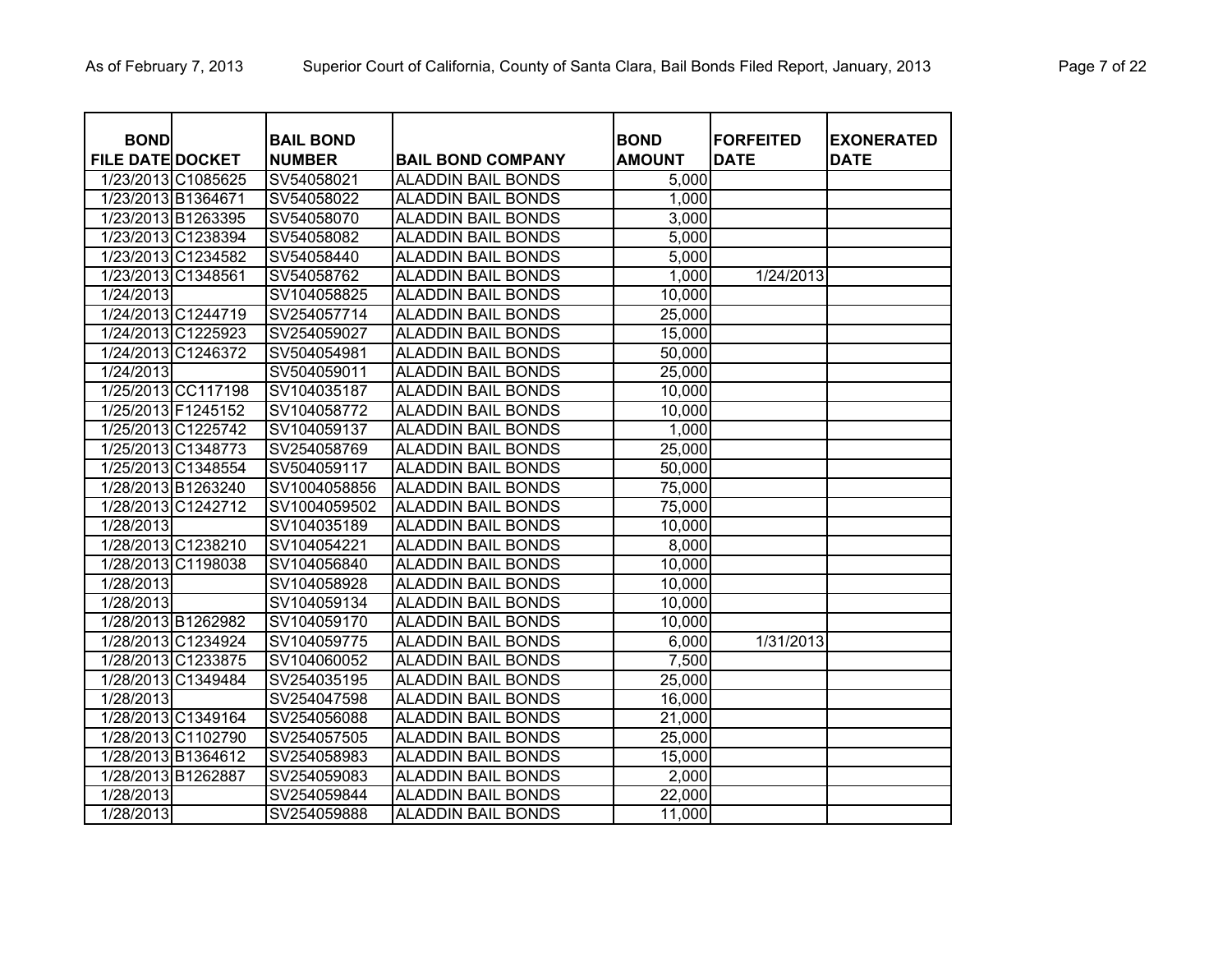| BOND FILE DATE | DOCKET | BAIL BOND NUMBER | BAIL BOND COMPANY | BOND AMOUNT | FORFEITED DATE | EXONERATED DATE |
|---|---|---|---|---|---|---|
| 1/23/2013 | C1085625 | SV54058021 | ALADDIN BAIL BONDS | 5,000 | | |
| 1/23/2013 | B1364671 | SV54058022 | ALADDIN BAIL BONDS | 1,000 | | |
| 1/23/2013 | B1263395 | SV54058070 | ALADDIN BAIL BONDS | 3,000 | | |
| 1/23/2013 | C1238394 | SV54058082 | ALADDIN BAIL BONDS | 5,000 | | |
| 1/23/2013 | C1234582 | SV54058440 | ALADDIN BAIL BONDS | 5,000 | | |
| 1/23/2013 | C1348561 | SV54058762 | ALADDIN BAIL BONDS | 1,000 | 1/24/2013 | |
| 1/24/2013 | | SV104058825 | ALADDIN BAIL BONDS | 10,000 | | |
| 1/24/2013 | C1244719 | SV254057714 | ALADDIN BAIL BONDS | 25,000 | | |
| 1/24/2013 | C1225923 | SV254059027 | ALADDIN BAIL BONDS | 15,000 | | |
| 1/24/2013 | C1246372 | SV504054981 | ALADDIN BAIL BONDS | 50,000 | | |
| 1/24/2013 | | SV504059011 | ALADDIN BAIL BONDS | 25,000 | | |
| 1/25/2013 | CC117198 | SV104035187 | ALADDIN BAIL BONDS | 10,000 | | |
| 1/25/2013 | F1245152 | SV104058772 | ALADDIN BAIL BONDS | 10,000 | | |
| 1/25/2013 | C1225742 | SV104059137 | ALADDIN BAIL BONDS | 1,000 | | |
| 1/25/2013 | C1348773 | SV254058769 | ALADDIN BAIL BONDS | 25,000 | | |
| 1/25/2013 | C1348554 | SV504059117 | ALADDIN BAIL BONDS | 50,000 | | |
| 1/28/2013 | B1263240 | SV1004058856 | ALADDIN BAIL BONDS | 75,000 | | |
| 1/28/2013 | C1242712 | SV1004059502 | ALADDIN BAIL BONDS | 75,000 | | |
| 1/28/2013 | | SV104035189 | ALADDIN BAIL BONDS | 10,000 | | |
| 1/28/2013 | C1238210 | SV104054221 | ALADDIN BAIL BONDS | 8,000 | | |
| 1/28/2013 | C1198038 | SV104056840 | ALADDIN BAIL BONDS | 10,000 | | |
| 1/28/2013 | | SV104058928 | ALADDIN BAIL BONDS | 10,000 | | |
| 1/28/2013 | | SV104059134 | ALADDIN BAIL BONDS | 10,000 | | |
| 1/28/2013 | B1262982 | SV104059170 | ALADDIN BAIL BONDS | 10,000 | | |
| 1/28/2013 | C1234924 | SV104059775 | ALADDIN BAIL BONDS | 6,000 | 1/31/2013 | |
| 1/28/2013 | C1233875 | SV104060052 | ALADDIN BAIL BONDS | 7,500 | | |
| 1/28/2013 | C1349484 | SV254035195 | ALADDIN BAIL BONDS | 25,000 | | |
| 1/28/2013 | | SV254047598 | ALADDIN BAIL BONDS | 16,000 | | |
| 1/28/2013 | C1349164 | SV254056088 | ALADDIN BAIL BONDS | 21,000 | | |
| 1/28/2013 | C1102790 | SV254057505 | ALADDIN BAIL BONDS | 25,000 | | |
| 1/28/2013 | B1364612 | SV254058983 | ALADDIN BAIL BONDS | 15,000 | | |
| 1/28/2013 | B1262887 | SV254059083 | ALADDIN BAIL BONDS | 2,000 | | |
| 1/28/2013 | | SV254059844 | ALADDIN BAIL BONDS | 22,000 | | |
| 1/28/2013 | | SV254059888 | ALADDIN BAIL BONDS | 11,000 | | |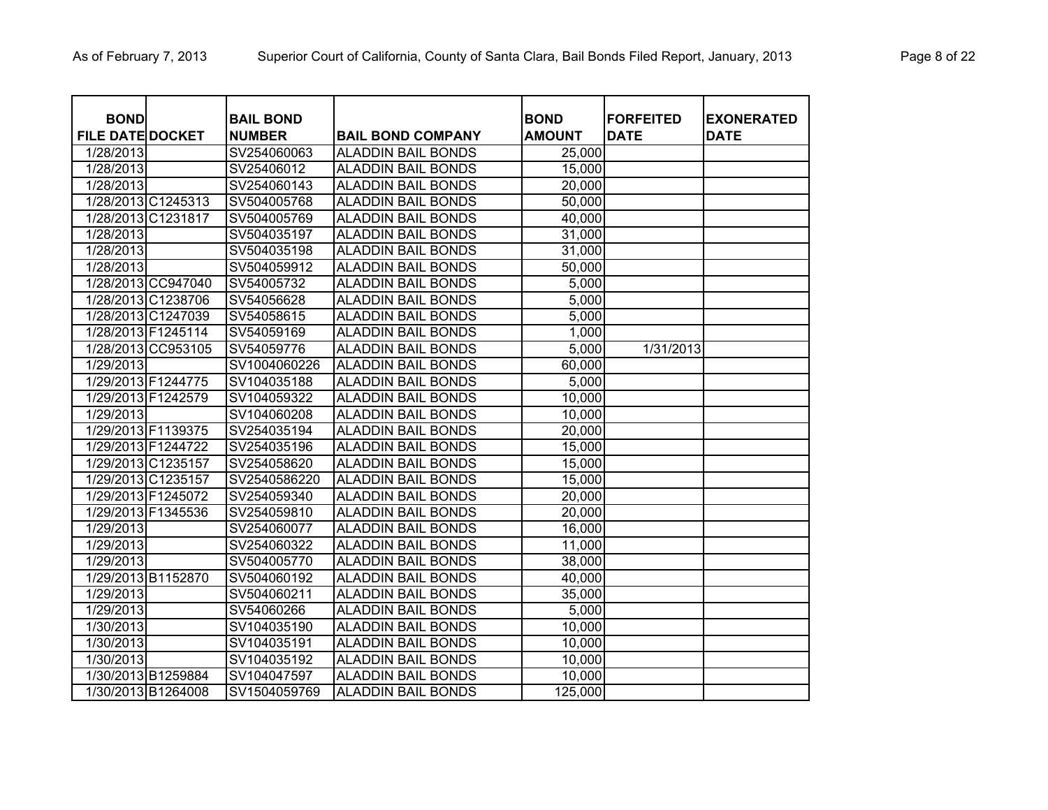| BOND FILE DATE | DOCKET | BAIL BOND NUMBER | BAIL BOND COMPANY | BOND AMOUNT | FORFEITED DATE | EXONERATED DATE |
|---|---|---|---|---|---|---|
| 1/28/2013 | | SV254060063 | ALADDIN BAIL BONDS | 25,000 | | |
| 1/28/2013 | | SV25406012 | ALADDIN BAIL BONDS | 15,000 | | |
| 1/28/2013 | | SV254060143 | ALADDIN BAIL BONDS | 20,000 | | |
| 1/28/2013 | C1245313 | SV504005768 | ALADDIN BAIL BONDS | 50,000 | | |
| 1/28/2013 | C1231817 | SV504005769 | ALADDIN BAIL BONDS | 40,000 | | |
| 1/28/2013 | | SV504035197 | ALADDIN BAIL BONDS | 31,000 | | |
| 1/28/2013 | | SV504035198 | ALADDIN BAIL BONDS | 31,000 | | |
| 1/28/2013 | | SV504059912 | ALADDIN BAIL BONDS | 50,000 | | |
| 1/28/2013 | CC947040 | SV54005732 | ALADDIN BAIL BONDS | 5,000 | | |
| 1/28/2013 | C1238706 | SV54056628 | ALADDIN BAIL BONDS | 5,000 | | |
| 1/28/2013 | C1247039 | SV54058615 | ALADDIN BAIL BONDS | 5,000 | | |
| 1/28/2013 | F1245114 | SV54059169 | ALADDIN BAIL BONDS | 1,000 | | |
| 1/28/2013 | CC953105 | SV54059776 | ALADDIN BAIL BONDS | 5,000 | 1/31/2013 | |
| 1/29/2013 | | SV1004060226 | ALADDIN BAIL BONDS | 60,000 | | |
| 1/29/2013 | F1244775 | SV104035188 | ALADDIN BAIL BONDS | 5,000 | | |
| 1/29/2013 | F1242579 | SV104059322 | ALADDIN BAIL BONDS | 10,000 | | |
| 1/29/2013 | | SV104060208 | ALADDIN BAIL BONDS | 10,000 | | |
| 1/29/2013 | F1139375 | SV254035194 | ALADDIN BAIL BONDS | 20,000 | | |
| 1/29/2013 | F1244722 | SV254035196 | ALADDIN BAIL BONDS | 15,000 | | |
| 1/29/2013 | C1235157 | SV254058620 | ALADDIN BAIL BONDS | 15,000 | | |
| 1/29/2013 | C1235157 | SV2540586220 | ALADDIN BAIL BONDS | 15,000 | | |
| 1/29/2013 | F1245072 | SV254059340 | ALADDIN BAIL BONDS | 20,000 | | |
| 1/29/2013 | F1345536 | SV254059810 | ALADDIN BAIL BONDS | 20,000 | | |
| 1/29/2013 | | SV254060077 | ALADDIN BAIL BONDS | 16,000 | | |
| 1/29/2013 | | SV254060322 | ALADDIN BAIL BONDS | 11,000 | | |
| 1/29/2013 | | SV504005770 | ALADDIN BAIL BONDS | 38,000 | | |
| 1/29/2013 | B1152870 | SV504060192 | ALADDIN BAIL BONDS | 40,000 | | |
| 1/29/2013 | | SV504060211 | ALADDIN BAIL BONDS | 35,000 | | |
| 1/29/2013 | | SV54060266 | ALADDIN BAIL BONDS | 5,000 | | |
| 1/30/2013 | | SV104035190 | ALADDIN BAIL BONDS | 10,000 | | |
| 1/30/2013 | | SV104035191 | ALADDIN BAIL BONDS | 10,000 | | |
| 1/30/2013 | | SV104035192 | ALADDIN BAIL BONDS | 10,000 | | |
| 1/30/2013 | B1259884 | SV104047597 | ALADDIN BAIL BONDS | 10,000 | | |
| 1/30/2013 | B1264008 | SV1504059769 | ALADDIN BAIL BONDS | 125,000 | | |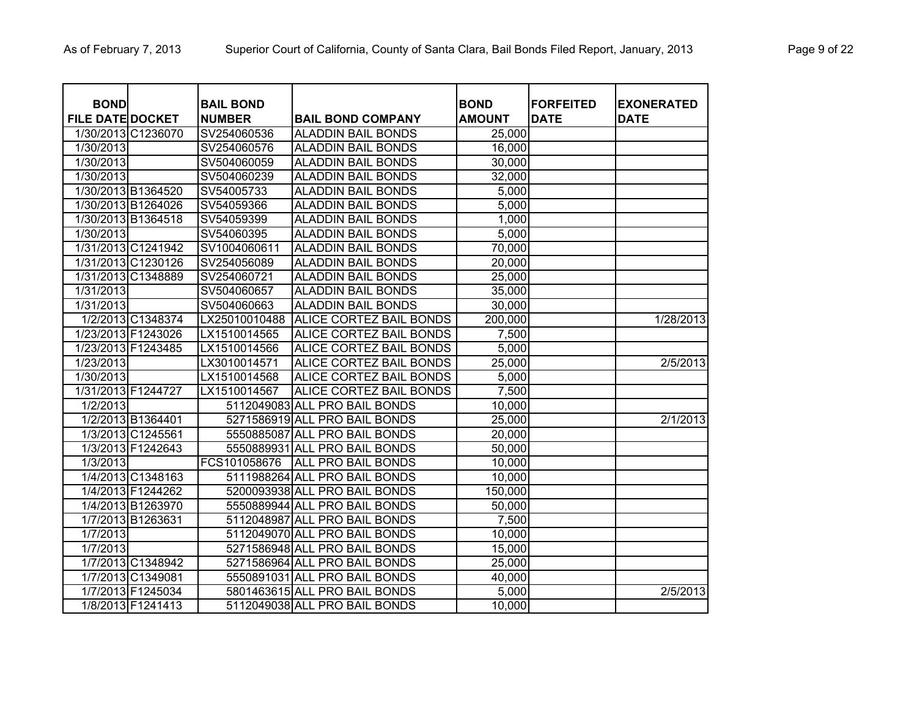| BOND FILE DATE | DOCKET | BAIL BOND NUMBER | BAIL BOND COMPANY | BOND AMOUNT | FORFEITED DATE | EXONERATED DATE |
|---|---|---|---|---|---|---|
| 1/30/2013 | C1236070 | SV254060536 | ALADDIN BAIL BONDS | 25,000 | | |
| 1/30/2013 | | SV254060576 | ALADDIN BAIL BONDS | 16,000 | | |
| 1/30/2013 | | SV504060059 | ALADDIN BAIL BONDS | 30,000 | | |
| 1/30/2013 | | SV504060239 | ALADDIN BAIL BONDS | 32,000 | | |
| 1/30/2013 | B1364520 | SV54005733 | ALADDIN BAIL BONDS | 5,000 | | |
| 1/30/2013 | B1264026 | SV54059366 | ALADDIN BAIL BONDS | 5,000 | | |
| 1/30/2013 | B1364518 | SV54059399 | ALADDIN BAIL BONDS | 1,000 | | |
| 1/30/2013 | | SV54060395 | ALADDIN BAIL BONDS | 5,000 | | |
| 1/31/2013 | C1241942 | SV1004060611 | ALADDIN BAIL BONDS | 70,000 | | |
| 1/31/2013 | C1230126 | SV254056089 | ALADDIN BAIL BONDS | 20,000 | | |
| 1/31/2013 | C1348889 | SV254060721 | ALADDIN BAIL BONDS | 25,000 | | |
| 1/31/2013 | | SV504060657 | ALADDIN BAIL BONDS | 35,000 | | |
| 1/31/2013 | | SV504060663 | ALADDIN BAIL BONDS | 30,000 | | |
| 1/2/2013 | C1348374 | LX25010010488 | ALICE CORTEZ BAIL BONDS | 200,000 | | 1/28/2013 |
| 1/23/2013 | F1243026 | LX1510014565 | ALICE CORTEZ BAIL BONDS | 7,500 | | |
| 1/23/2013 | F1243485 | LX1510014566 | ALICE CORTEZ BAIL BONDS | 5,000 | | |
| 1/23/2013 | | LX3010014571 | ALICE CORTEZ BAIL BONDS | 25,000 | | 2/5/2013 |
| 1/30/2013 | | LX1510014568 | ALICE CORTEZ BAIL BONDS | 5,000 | | |
| 1/31/2013 | F1244727 | LX1510014567 | ALICE CORTEZ BAIL BONDS | 7,500 | | |
| 1/2/2013 | | 5112049083 | ALL PRO BAIL BONDS | 10,000 | | |
| 1/2/2013 | B1364401 | 5271586919 | ALL PRO BAIL BONDS | 25,000 | | 2/1/2013 |
| 1/3/2013 | C1245561 | 5550885087 | ALL PRO BAIL BONDS | 20,000 | | |
| 1/3/2013 | F1242643 | 5550889931 | ALL PRO BAIL BONDS | 50,000 | | |
| 1/3/2013 | | FCS101058676 | ALL PRO BAIL BONDS | 10,000 | | |
| 1/4/2013 | C1348163 | 5111988264 | ALL PRO BAIL BONDS | 10,000 | | |
| 1/4/2013 | F1244262 | 5200093938 | ALL PRO BAIL BONDS | 150,000 | | |
| 1/4/2013 | B1263970 | 5550889944 | ALL PRO BAIL BONDS | 50,000 | | |
| 1/7/2013 | B1263631 | 5112048987 | ALL PRO BAIL BONDS | 7,500 | | |
| 1/7/2013 | | 5112049070 | ALL PRO BAIL BONDS | 10,000 | | |
| 1/7/2013 | | 5271586948 | ALL PRO BAIL BONDS | 15,000 | | |
| 1/7/2013 | C1348942 | 5271586964 | ALL PRO BAIL BONDS | 25,000 | | |
| 1/7/2013 | C1349081 | 5550891031 | ALL PRO BAIL BONDS | 40,000 | | |
| 1/7/2013 | F1245034 | 5801463615 | ALL PRO BAIL BONDS | 5,000 | | 2/5/2013 |
| 1/8/2013 | F1241413 | 5112049038 | ALL PRO BAIL BONDS | 10,000 | | |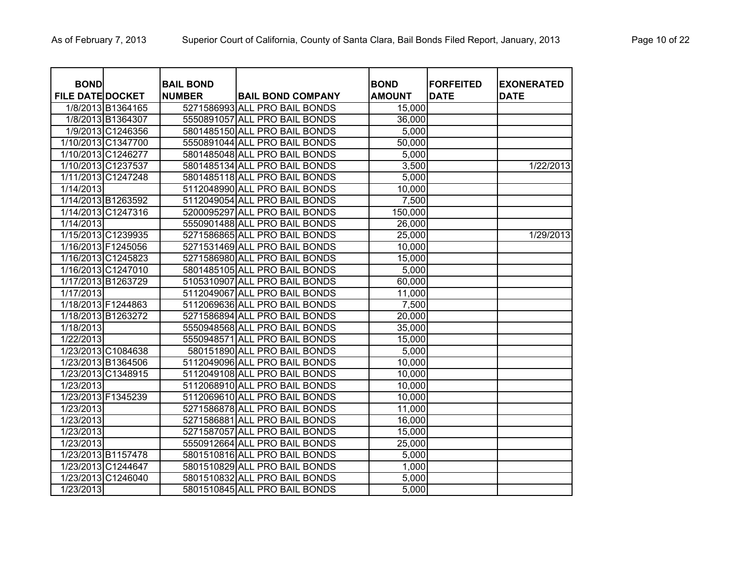| BOND FILE DATE | DOCKET | BAIL BOND NUMBER | BAIL BOND COMPANY | BOND AMOUNT | FORFEITED DATE | EXONERATED DATE |
|---|---|---|---|---|---|---|
| 1/8/2013 | B1364165 | 5271586993 | ALL PRO BAIL BONDS | 15,000 | | |
| 1/8/2013 | B1364307 | 5550891057 | ALL PRO BAIL BONDS | 36,000 | | |
| 1/9/2013 | C1246356 | 5801485150 | ALL PRO BAIL BONDS | 5,000 | | |
| 1/10/2013 | C1347700 | 5550891044 | ALL PRO BAIL BONDS | 50,000 | | |
| 1/10/2013 | C1246277 | 5801485048 | ALL PRO BAIL BONDS | 5,000 | | |
| 1/10/2013 | C1237537 | 5801485134 | ALL PRO BAIL BONDS | 3,500 | | 1/22/2013 |
| 1/11/2013 | C1247248 | 5801485118 | ALL PRO BAIL BONDS | 5,000 | | |
| 1/14/2013 | | 5112048990 | ALL PRO BAIL BONDS | 10,000 | | |
| 1/14/2013 | B1263592 | 5112049054 | ALL PRO BAIL BONDS | 7,500 | | |
| 1/14/2013 | C1247316 | 5200095297 | ALL PRO BAIL BONDS | 150,000 | | |
| 1/14/2013 | | 5550901488 | ALL PRO BAIL BONDS | 26,000 | | |
| 1/15/2013 | C1239935 | 5271586865 | ALL PRO BAIL BONDS | 25,000 | | 1/29/2013 |
| 1/16/2013 | F1245056 | 5271531469 | ALL PRO BAIL BONDS | 10,000 | | |
| 1/16/2013 | C1245823 | 5271586980 | ALL PRO BAIL BONDS | 15,000 | | |
| 1/16/2013 | C1247010 | 5801485105 | ALL PRO BAIL BONDS | 5,000 | | |
| 1/17/2013 | B1263729 | 5105310907 | ALL PRO BAIL BONDS | 60,000 | | |
| 1/17/2013 | | 5112049067 | ALL PRO BAIL BONDS | 11,000 | | |
| 1/18/2013 | F1244863 | 5112069636 | ALL PRO BAIL BONDS | 7,500 | | |
| 1/18/2013 | B1263272 | 5271586894 | ALL PRO BAIL BONDS | 20,000 | | |
| 1/18/2013 | | 5550948568 | ALL PRO BAIL BONDS | 35,000 | | |
| 1/22/2013 | | 5550948571 | ALL PRO BAIL BONDS | 15,000 | | |
| 1/23/2013 | C1084638 | 580151890 | ALL PRO BAIL BONDS | 5,000 | | |
| 1/23/2013 | B1364506 | 5112049096 | ALL PRO BAIL BONDS | 10,000 | | |
| 1/23/2013 | C1348915 | 5112049108 | ALL PRO BAIL BONDS | 10,000 | | |
| 1/23/2013 | | 5112068910 | ALL PRO BAIL BONDS | 10,000 | | |
| 1/23/2013 | F1345239 | 5112069610 | ALL PRO BAIL BONDS | 10,000 | | |
| 1/23/2013 | | 5271586878 | ALL PRO BAIL BONDS | 11,000 | | |
| 1/23/2013 | | 5271586881 | ALL PRO BAIL BONDS | 16,000 | | |
| 1/23/2013 | | 5271587057 | ALL PRO BAIL BONDS | 15,000 | | |
| 1/23/2013 | | 5550912664 | ALL PRO BAIL BONDS | 25,000 | | |
| 1/23/2013 | B1157478 | 5801510816 | ALL PRO BAIL BONDS | 5,000 | | |
| 1/23/2013 | C1244647 | 5801510829 | ALL PRO BAIL BONDS | 1,000 | | |
| 1/23/2013 | C1246040 | 5801510832 | ALL PRO BAIL BONDS | 5,000 | | |
| 1/23/2013 | | 5801510845 | ALL PRO BAIL BONDS | 5,000 | | |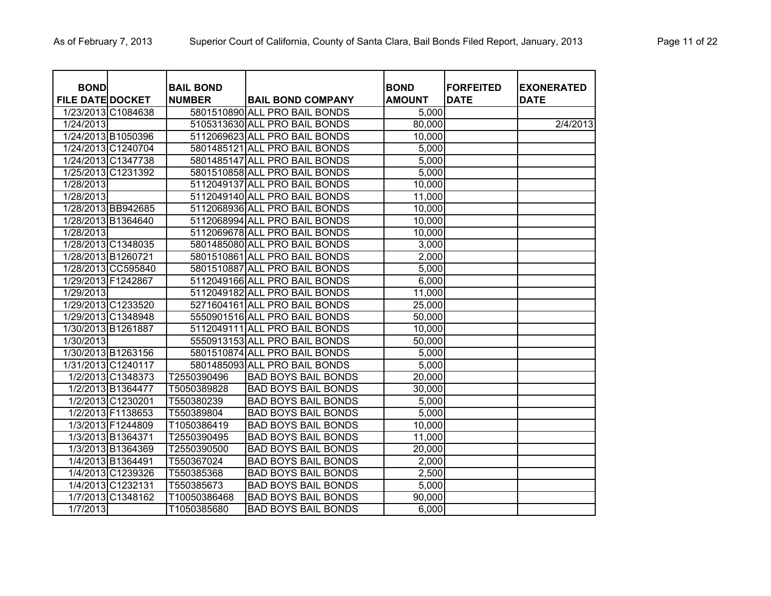| BOND FILE DATE | DOCKET | BAIL BOND NUMBER | BAIL BOND COMPANY | BOND AMOUNT | FORFEITED DATE | EXONERATED DATE |
|---|---|---|---|---|---|---|
| 1/23/2013 | C1084638 | 5801510890 | ALL PRO BAIL BONDS | 5,000 | | |
| 1/24/2013 | | 5105313630 | ALL PRO BAIL BONDS | 80,000 | | 2/4/2013 |
| 1/24/2013 | B1050396 | 5112069623 | ALL PRO BAIL BONDS | 10,000 | | |
| 1/24/2013 | C1240704 | 5801485121 | ALL PRO BAIL BONDS | 5,000 | | |
| 1/24/2013 | C1347738 | 5801485147 | ALL PRO BAIL BONDS | 5,000 | | |
| 1/25/2013 | C1231392 | 5801510858 | ALL PRO BAIL BONDS | 5,000 | | |
| 1/28/2013 | | 5112049137 | ALL PRO BAIL BONDS | 10,000 | | |
| 1/28/2013 | | 5112049140 | ALL PRO BAIL BONDS | 11,000 | | |
| 1/28/2013 | BB942685 | 5112068936 | ALL PRO BAIL BONDS | 10,000 | | |
| 1/28/2013 | B1364640 | 5112068994 | ALL PRO BAIL BONDS | 10,000 | | |
| 1/28/2013 | | 5112069678 | ALL PRO BAIL BONDS | 10,000 | | |
| 1/28/2013 | C1348035 | 5801485080 | ALL PRO BAIL BONDS | 3,000 | | |
| 1/28/2013 | B1260721 | 5801510861 | ALL PRO BAIL BONDS | 2,000 | | |
| 1/28/2013 | CC595840 | 5801510887 | ALL PRO BAIL BONDS | 5,000 | | |
| 1/29/2013 | F1242867 | 5112049166 | ALL PRO BAIL BONDS | 6,000 | | |
| 1/29/2013 | | 5112049182 | ALL PRO BAIL BONDS | 11,000 | | |
| 1/29/2013 | C1233520 | 5271604161 | ALL PRO BAIL BONDS | 25,000 | | |
| 1/29/2013 | C1348948 | 5550901516 | ALL PRO BAIL BONDS | 50,000 | | |
| 1/30/2013 | B1261887 | 5112049111 | ALL PRO BAIL BONDS | 10,000 | | |
| 1/30/2013 | | 5550913153 | ALL PRO BAIL BONDS | 50,000 | | |
| 1/30/2013 | B1263156 | 5801510874 | ALL PRO BAIL BONDS | 5,000 | | |
| 1/31/2013 | C1240117 | 5801485093 | ALL PRO BAIL BONDS | 5,000 | | |
| 1/2/2013 | C1348373 | T2550390496 | BAD BOYS BAIL BONDS | 20,000 | | |
| 1/2/2013 | B1364477 | T5050389828 | BAD BOYS BAIL BONDS | 30,000 | | |
| 1/2/2013 | C1230201 | T550380239 | BAD BOYS BAIL BONDS | 5,000 | | |
| 1/2/2013 | F1138653 | T550389804 | BAD BOYS BAIL BONDS | 5,000 | | |
| 1/3/2013 | F1244809 | T1050386419 | BAD BOYS BAIL BONDS | 10,000 | | |
| 1/3/2013 | B1364371 | T2550390495 | BAD BOYS BAIL BONDS | 11,000 | | |
| 1/3/2013 | B1364369 | T2550390500 | BAD BOYS BAIL BONDS | 20,000 | | |
| 1/4/2013 | B1364491 | T550367024 | BAD BOYS BAIL BONDS | 2,000 | | |
| 1/4/2013 | C1239326 | T550385368 | BAD BOYS BAIL BONDS | 2,500 | | |
| 1/4/2013 | C1232131 | T550385673 | BAD BOYS BAIL BONDS | 5,000 | | |
| 1/7/2013 | C1348162 | T10050386468 | BAD BOYS BAIL BONDS | 90,000 | | |
| 1/7/2013 | | T1050385680 | BAD BOYS BAIL BONDS | 6,000 | | |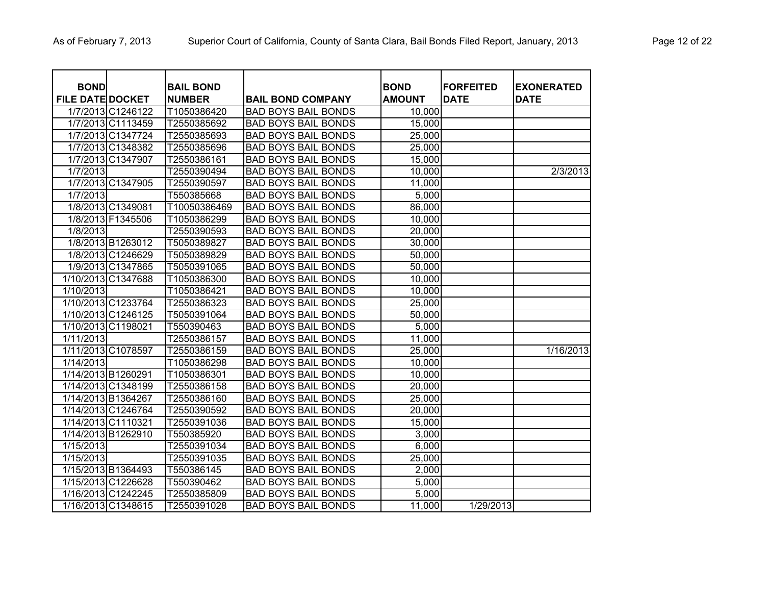| BOND FILE DATE | DOCKET | BAIL BOND NUMBER | BAIL BOND COMPANY | BOND AMOUNT | FORFEITED DATE | EXONERATED DATE |
|---|---|---|---|---|---|---|
| 1/7/2013 | C1246122 | T1050386420 | BAD BOYS BAIL BONDS | 10,000 | | |
| 1/7/2013 | C1113459 | T2550385692 | BAD BOYS BAIL BONDS | 15,000 | | |
| 1/7/2013 | C1347724 | T2550385693 | BAD BOYS BAIL BONDS | 25,000 | | |
| 1/7/2013 | C1348382 | T2550385696 | BAD BOYS BAIL BONDS | 25,000 | | |
| 1/7/2013 | C1347907 | T2550386161 | BAD BOYS BAIL BONDS | 15,000 | | |
| 1/7/2013 | | T2550390494 | BAD BOYS BAIL BONDS | 10,000 | | 2/3/2013 |
| 1/7/2013 | C1347905 | T2550390597 | BAD BOYS BAIL BONDS | 11,000 | | |
| 1/7/2013 | | T550385668 | BAD BOYS BAIL BONDS | 5,000 | | |
| 1/8/2013 | C1349081 | T10050386469 | BAD BOYS BAIL BONDS | 86,000 | | |
| 1/8/2013 | F1345506 | T1050386299 | BAD BOYS BAIL BONDS | 10,000 | | |
| 1/8/2013 | | T2550390593 | BAD BOYS BAIL BONDS | 20,000 | | |
| 1/8/2013 | B1263012 | T5050389827 | BAD BOYS BAIL BONDS | 30,000 | | |
| 1/8/2013 | C1246629 | T5050389829 | BAD BOYS BAIL BONDS | 50,000 | | |
| 1/9/2013 | C1347865 | T5050391065 | BAD BOYS BAIL BONDS | 50,000 | | |
| 1/10/2013 | C1347688 | T1050386300 | BAD BOYS BAIL BONDS | 10,000 | | |
| 1/10/2013 | | T1050386421 | BAD BOYS BAIL BONDS | 10,000 | | |
| 1/10/2013 | C1233764 | T2550386323 | BAD BOYS BAIL BONDS | 25,000 | | |
| 1/10/2013 | C1246125 | T5050391064 | BAD BOYS BAIL BONDS | 50,000 | | |
| 1/10/2013 | C1198021 | T550390463 | BAD BOYS BAIL BONDS | 5,000 | | |
| 1/11/2013 | | T2550386157 | BAD BOYS BAIL BONDS | 11,000 | | |
| 1/11/2013 | C1078597 | T2550386159 | BAD BOYS BAIL BONDS | 25,000 | | 1/16/2013 |
| 1/14/2013 | | T1050386298 | BAD BOYS BAIL BONDS | 10,000 | | |
| 1/14/2013 | B1260291 | T1050386301 | BAD BOYS BAIL BONDS | 10,000 | | |
| 1/14/2013 | C1348199 | T2550386158 | BAD BOYS BAIL BONDS | 20,000 | | |
| 1/14/2013 | B1364267 | T2550386160 | BAD BOYS BAIL BONDS | 25,000 | | |
| 1/14/2013 | C1246764 | T2550390592 | BAD BOYS BAIL BONDS | 20,000 | | |
| 1/14/2013 | C1110321 | T2550391036 | BAD BOYS BAIL BONDS | 15,000 | | |
| 1/14/2013 | B1262910 | T550385920 | BAD BOYS BAIL BONDS | 3,000 | | |
| 1/15/2013 | | T2550391034 | BAD BOYS BAIL BONDS | 6,000 | | |
| 1/15/2013 | | T2550391035 | BAD BOYS BAIL BONDS | 25,000 | | |
| 1/15/2013 | B1364493 | T550386145 | BAD BOYS BAIL BONDS | 2,000 | | |
| 1/15/2013 | C1226628 | T550390462 | BAD BOYS BAIL BONDS | 5,000 | | |
| 1/16/2013 | C1242245 | T2550385809 | BAD BOYS BAIL BONDS | 5,000 | | |
| 1/16/2013 | C1348615 | T2550391028 | BAD BOYS BAIL BONDS | 11,000 | 1/29/2013 | |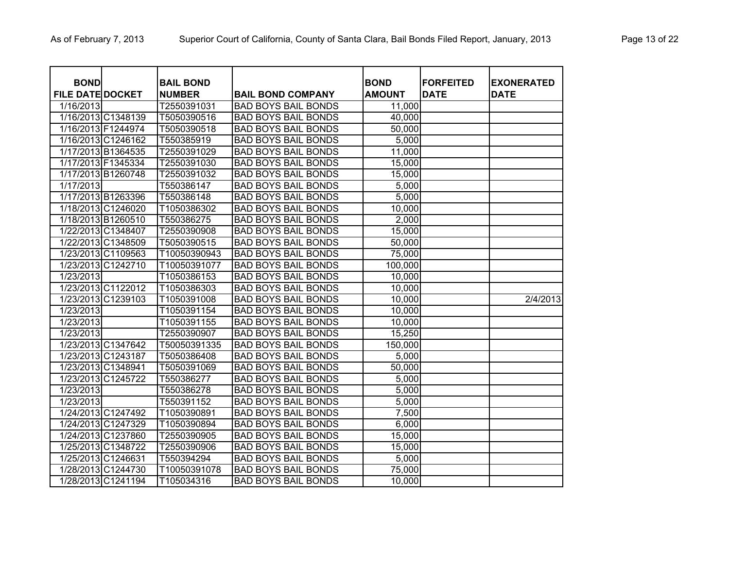| BOND FILE DATE | DOCKET | BAIL BOND NUMBER | BAIL BOND COMPANY | BOND AMOUNT | FORFEITED DATE | EXONERATED DATE |
|---|---|---|---|---|---|---|
| 1/16/2013 | | T2550391031 | BAD BOYS BAIL BONDS | 11,000 | | |
| 1/16/2013 | C1348139 | T5050390516 | BAD BOYS BAIL BONDS | 40,000 | | |
| 1/16/2013 | F1244974 | T5050390518 | BAD BOYS BAIL BONDS | 50,000 | | |
| 1/16/2013 | C1246162 | T550385919 | BAD BOYS BAIL BONDS | 5,000 | | |
| 1/17/2013 | B1364535 | T2550391029 | BAD BOYS BAIL BONDS | 11,000 | | |
| 1/17/2013 | F1345334 | T2550391030 | BAD BOYS BAIL BONDS | 15,000 | | |
| 1/17/2013 | B1260748 | T2550391032 | BAD BOYS BAIL BONDS | 15,000 | | |
| 1/17/2013 | | T550386147 | BAD BOYS BAIL BONDS | 5,000 | | |
| 1/17/2013 | B1263396 | T550386148 | BAD BOYS BAIL BONDS | 5,000 | | |
| 1/18/2013 | C1246020 | T1050386302 | BAD BOYS BAIL BONDS | 10,000 | | |
| 1/18/2013 | B1260510 | T550386275 | BAD BOYS BAIL BONDS | 2,000 | | |
| 1/22/2013 | C1348407 | T2550390908 | BAD BOYS BAIL BONDS | 15,000 | | |
| 1/22/2013 | C1348509 | T5050390515 | BAD BOYS BAIL BONDS | 50,000 | | |
| 1/23/2013 | C1109563 | T10050390943 | BAD BOYS BAIL BONDS | 75,000 | | |
| 1/23/2013 | C1242710 | T10050391077 | BAD BOYS BAIL BONDS | 100,000 | | |
| 1/23/2013 | | T1050386153 | BAD BOYS BAIL BONDS | 10,000 | | |
| 1/23/2013 | C1122012 | T1050386303 | BAD BOYS BAIL BONDS | 10,000 | | |
| 1/23/2013 | C1239103 | T1050391008 | BAD BOYS BAIL BONDS | 10,000 | | 2/4/2013 |
| 1/23/2013 | | T1050391154 | BAD BOYS BAIL BONDS | 10,000 | | |
| 1/23/2013 | | T1050391155 | BAD BOYS BAIL BONDS | 10,000 | | |
| 1/23/2013 | | T2550390907 | BAD BOYS BAIL BONDS | 15,250 | | |
| 1/23/2013 | C1347642 | T50050391335 | BAD BOYS BAIL BONDS | 150,000 | | |
| 1/23/2013 | C1243187 | T5050386408 | BAD BOYS BAIL BONDS | 5,000 | | |
| 1/23/2013 | C1348941 | T5050391069 | BAD BOYS BAIL BONDS | 50,000 | | |
| 1/23/2013 | C1245722 | T550386277 | BAD BOYS BAIL BONDS | 5,000 | | |
| 1/23/2013 | | T550386278 | BAD BOYS BAIL BONDS | 5,000 | | |
| 1/23/2013 | | T550391152 | BAD BOYS BAIL BONDS | 5,000 | | |
| 1/24/2013 | C1247492 | T1050390891 | BAD BOYS BAIL BONDS | 7,500 | | |
| 1/24/2013 | C1247329 | T1050390894 | BAD BOYS BAIL BONDS | 6,000 | | |
| 1/24/2013 | C1237860 | T2550390905 | BAD BOYS BAIL BONDS | 15,000 | | |
| 1/25/2013 | C1348722 | T2550390906 | BAD BOYS BAIL BONDS | 15,000 | | |
| 1/25/2013 | C1246631 | T550394294 | BAD BOYS BAIL BONDS | 5,000 | | |
| 1/28/2013 | C1244730 | T10050391078 | BAD BOYS BAIL BONDS | 75,000 | | |
| 1/28/2013 | C1241194 | T105034316 | BAD BOYS BAIL BONDS | 10,000 | | |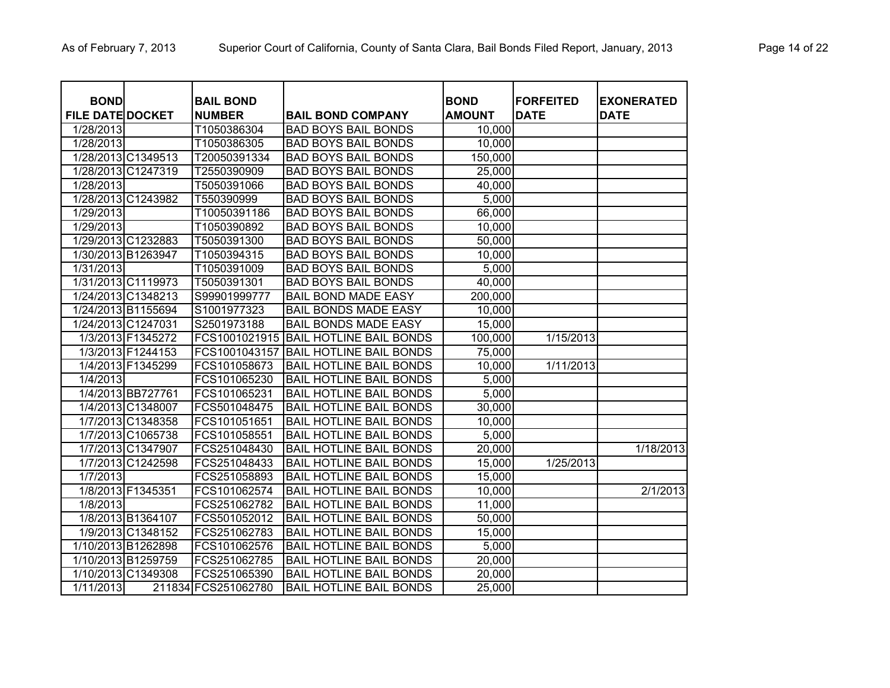| BOND FILE DATE | DOCKET | BAIL BOND NUMBER | BAIL BOND COMPANY | BOND AMOUNT | FORFEITED DATE | EXONERATED DATE |
|---|---|---|---|---|---|---|
| 1/28/2013 | | T1050386304 | BAD BOYS BAIL BONDS | 10,000 | | |
| 1/28/2013 | | T1050386305 | BAD BOYS BAIL BONDS | 10,000 | | |
| 1/28/2013 | C1349513 | T20050391334 | BAD BOYS BAIL BONDS | 150,000 | | |
| 1/28/2013 | C1247319 | T2550390909 | BAD BOYS BAIL BONDS | 25,000 | | |
| 1/28/2013 | | T5050391066 | BAD BOYS BAIL BONDS | 40,000 | | |
| 1/28/2013 | C1243982 | T550390999 | BAD BOYS BAIL BONDS | 5,000 | | |
| 1/29/2013 | | T10050391186 | BAD BOYS BAIL BONDS | 66,000 | | |
| 1/29/2013 | | T1050390892 | BAD BOYS BAIL BONDS | 10,000 | | |
| 1/29/2013 | C1232883 | T5050391300 | BAD BOYS BAIL BONDS | 50,000 | | |
| 1/30/2013 | B1263947 | T1050394315 | BAD BOYS BAIL BONDS | 10,000 | | |
| 1/31/2013 | | T1050391009 | BAD BOYS BAIL BONDS | 5,000 | | |
| 1/31/2013 | C1119973 | T5050391301 | BAD BOYS BAIL BONDS | 40,000 | | |
| 1/24/2013 | C1348213 | S99901999777 | BAIL BOND MADE EASY | 200,000 | | |
| 1/24/2013 | B1155694 | S1001977323 | BAIL BONDS MADE EASY | 10,000 | | |
| 1/24/2013 | C1247031 | S2501973188 | BAIL BONDS MADE EASY | 15,000 | | |
| 1/3/2013 | F1345272 | FCS1001021915 | BAIL HOTLINE BAIL BONDS | 100,000 | 1/15/2013 | |
| 1/3/2013 | F1244153 | FCS1001043157 | BAIL HOTLINE BAIL BONDS | 75,000 | | |
| 1/4/2013 | F1345299 | FCS101058673 | BAIL HOTLINE BAIL BONDS | 10,000 | 1/11/2013 | |
| 1/4/2013 | | FCS101065230 | BAIL HOTLINE BAIL BONDS | 5,000 | | |
| 1/4/2013 | BB727761 | FCS101065231 | BAIL HOTLINE BAIL BONDS | 5,000 | | |
| 1/4/2013 | C1348007 | FCS501048475 | BAIL HOTLINE BAIL BONDS | 30,000 | | |
| 1/7/2013 | C1348358 | FCS101051651 | BAIL HOTLINE BAIL BONDS | 10,000 | | |
| 1/7/2013 | C1065738 | FCS101058551 | BAIL HOTLINE BAIL BONDS | 5,000 | | |
| 1/7/2013 | C1347907 | FCS251048430 | BAIL HOTLINE BAIL BONDS | 20,000 | | 1/18/2013 |
| 1/7/2013 | C1242598 | FCS251048433 | BAIL HOTLINE BAIL BONDS | 15,000 | 1/25/2013 | |
| 1/7/2013 | | FCS251058893 | BAIL HOTLINE BAIL BONDS | 15,000 | | |
| 1/8/2013 | F1345351 | FCS101062574 | BAIL HOTLINE BAIL BONDS | 10,000 | | 2/1/2013 |
| 1/8/2013 | | FCS251062782 | BAIL HOTLINE BAIL BONDS | 11,000 | | |
| 1/8/2013 | B1364107 | FCS501052012 | BAIL HOTLINE BAIL BONDS | 50,000 | | |
| 1/9/2013 | C1348152 | FCS251062783 | BAIL HOTLINE BAIL BONDS | 15,000 | | |
| 1/10/2013 | B1262898 | FCS101062576 | BAIL HOTLINE BAIL BONDS | 5,000 | | |
| 1/10/2013 | B1259759 | FCS251062785 | BAIL HOTLINE BAIL BONDS | 20,000 | | |
| 1/10/2013 | C1349308 | FCS251065390 | BAIL HOTLINE BAIL BONDS | 20,000 | | |
| 1/11/2013 | 211834 | FCS251062780 | BAIL HOTLINE BAIL BONDS | 25,000 | | |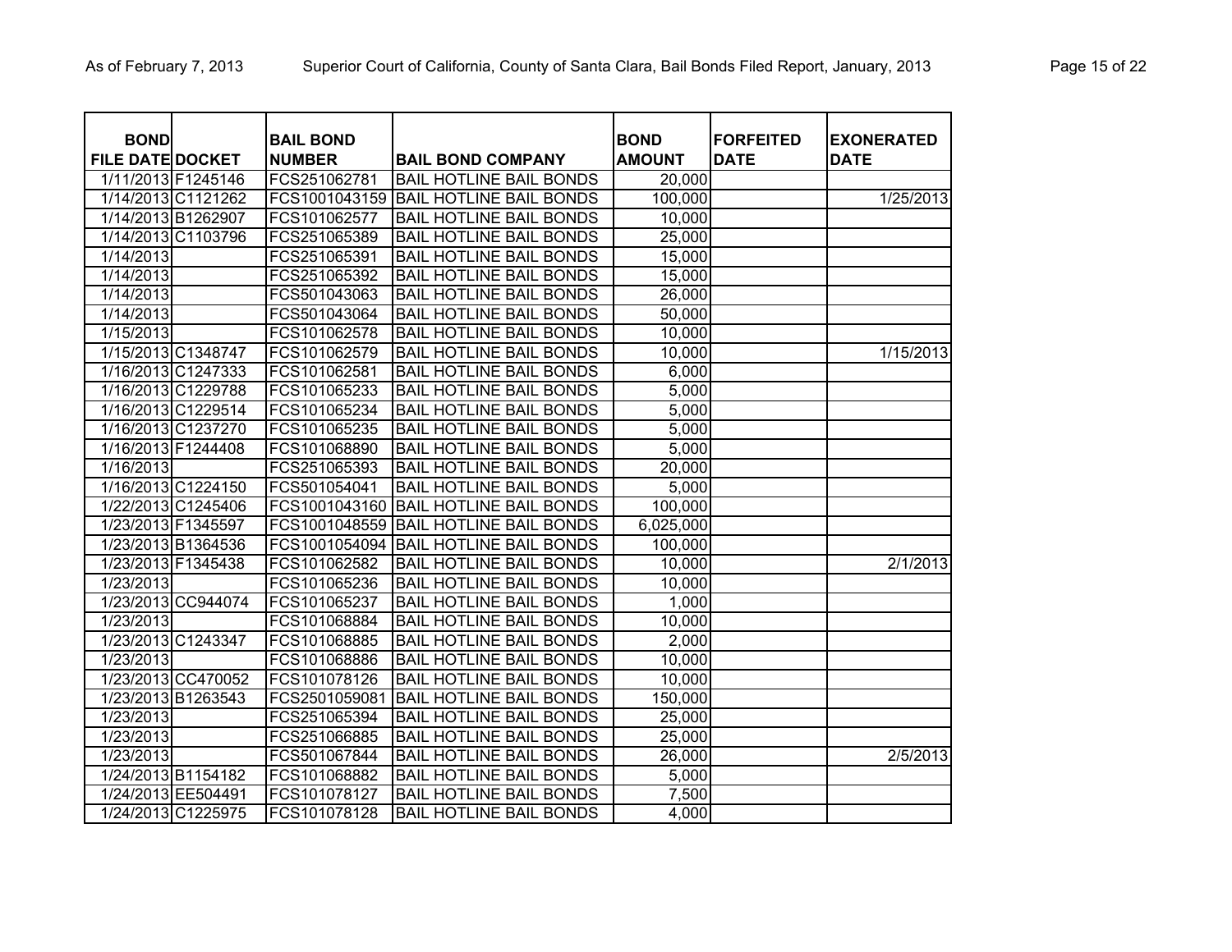| BOND FILE DATE | DOCKET | BAIL BOND NUMBER | BAIL BOND COMPANY | BOND AMOUNT | FORFEITED DATE | EXONERATED DATE |
|---|---|---|---|---|---|---|
| 1/11/2013 | F1245146 | FCS251062781 | BAIL HOTLINE BAIL BONDS | 20,000 | | |
| 1/14/2013 | C1121262 | FCS1001043159 | BAIL HOTLINE BAIL BONDS | 100,000 | | 1/25/2013 |
| 1/14/2013 | B1262907 | FCS101062577 | BAIL HOTLINE BAIL BONDS | 10,000 | | |
| 1/14/2013 | C1103796 | FCS251065389 | BAIL HOTLINE BAIL BONDS | 25,000 | | |
| 1/14/2013 | | FCS251065391 | BAIL HOTLINE BAIL BONDS | 15,000 | | |
| 1/14/2013 | | FCS251065392 | BAIL HOTLINE BAIL BONDS | 15,000 | | |
| 1/14/2013 | | FCS501043063 | BAIL HOTLINE BAIL BONDS | 26,000 | | |
| 1/14/2013 | | FCS501043064 | BAIL HOTLINE BAIL BONDS | 50,000 | | |
| 1/15/2013 | | FCS101062578 | BAIL HOTLINE BAIL BONDS | 10,000 | | |
| 1/15/2013 | C1348747 | FCS101062579 | BAIL HOTLINE BAIL BONDS | 10,000 | | 1/15/2013 |
| 1/16/2013 | C1247333 | FCS101062581 | BAIL HOTLINE BAIL BONDS | 6,000 | | |
| 1/16/2013 | C1229788 | FCS101065233 | BAIL HOTLINE BAIL BONDS | 5,000 | | |
| 1/16/2013 | C1229514 | FCS101065234 | BAIL HOTLINE BAIL BONDS | 5,000 | | |
| 1/16/2013 | C1237270 | FCS101065235 | BAIL HOTLINE BAIL BONDS | 5,000 | | |
| 1/16/2013 | F1244408 | FCS101068890 | BAIL HOTLINE BAIL BONDS | 5,000 | | |
| 1/16/2013 | | FCS251065393 | BAIL HOTLINE BAIL BONDS | 20,000 | | |
| 1/16/2013 | C1224150 | FCS501054041 | BAIL HOTLINE BAIL BONDS | 5,000 | | |
| 1/22/2013 | C1245406 | FCS1001043160 | BAIL HOTLINE BAIL BONDS | 100,000 | | |
| 1/23/2013 | F1345597 | FCS1001048559 | BAIL HOTLINE BAIL BONDS | 6,025,000 | | |
| 1/23/2013 | B1364536 | FCS1001054094 | BAIL HOTLINE BAIL BONDS | 100,000 | | |
| 1/23/2013 | F1345438 | FCS101062582 | BAIL HOTLINE BAIL BONDS | 10,000 | | 2/1/2013 |
| 1/23/2013 | | FCS101065236 | BAIL HOTLINE BAIL BONDS | 10,000 | | |
| 1/23/2013 | CC944074 | FCS101065237 | BAIL HOTLINE BAIL BONDS | 1,000 | | |
| 1/23/2013 | | FCS101068884 | BAIL HOTLINE BAIL BONDS | 10,000 | | |
| 1/23/2013 | C1243347 | FCS101068885 | BAIL HOTLINE BAIL BONDS | 2,000 | | |
| 1/23/2013 | | FCS101068886 | BAIL HOTLINE BAIL BONDS | 10,000 | | |
| 1/23/2013 | CC470052 | FCS101078126 | BAIL HOTLINE BAIL BONDS | 10,000 | | |
| 1/23/2013 | B1263543 | FCS2501059081 | BAIL HOTLINE BAIL BONDS | 150,000 | | |
| 1/23/2013 | | FCS251065394 | BAIL HOTLINE BAIL BONDS | 25,000 | | |
| 1/23/2013 | | FCS251066885 | BAIL HOTLINE BAIL BONDS | 25,000 | | |
| 1/23/2013 | | FCS501067844 | BAIL HOTLINE BAIL BONDS | 26,000 | | 2/5/2013 |
| 1/24/2013 | B1154182 | FCS101068882 | BAIL HOTLINE BAIL BONDS | 5,000 | | |
| 1/24/2013 | EE504491 | FCS101078127 | BAIL HOTLINE BAIL BONDS | 7,500 | | |
| 1/24/2013 | C1225975 | FCS101078128 | BAIL HOTLINE BAIL BONDS | 4,000 | | |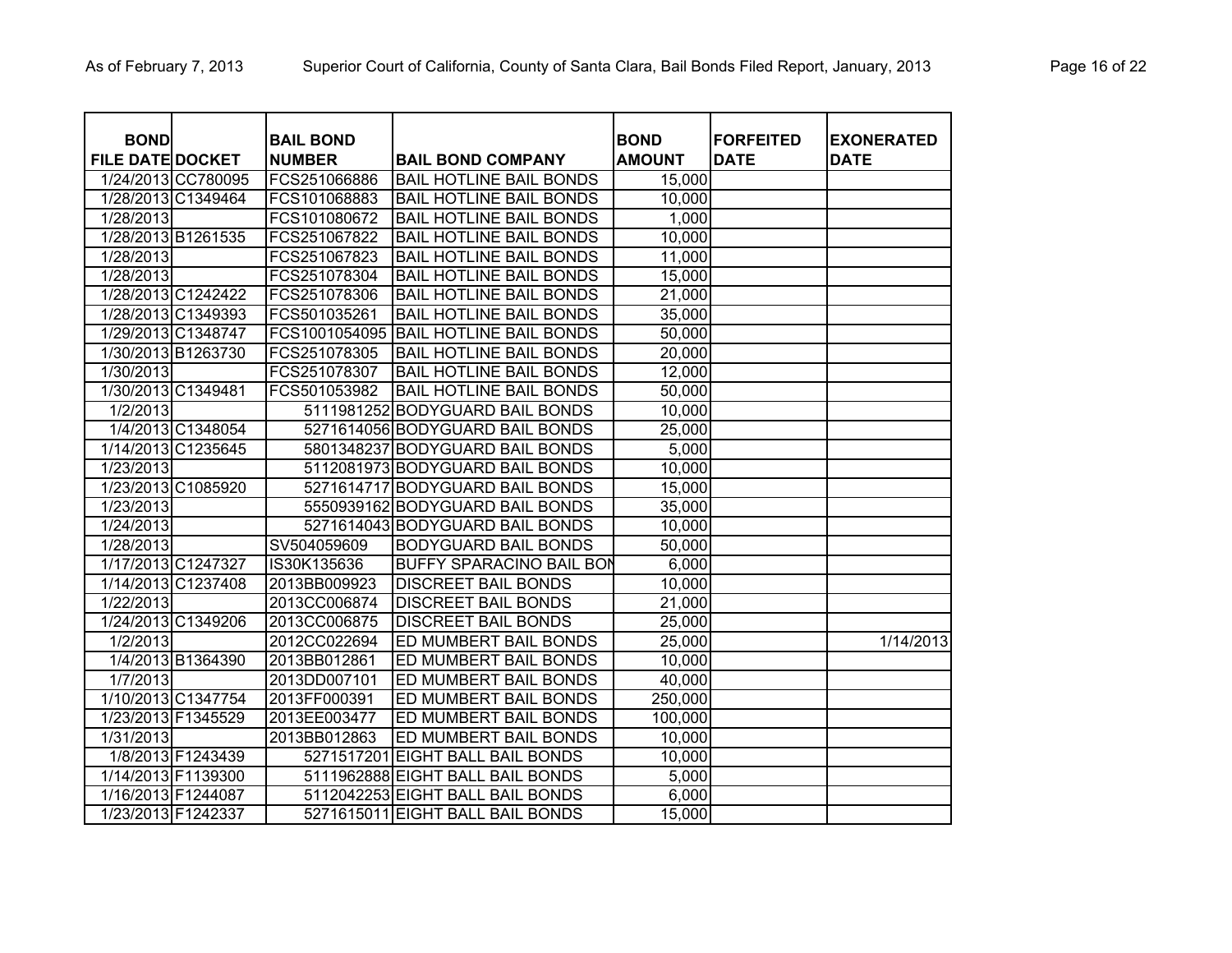| BOND FILE DATE | DOCKET | BAIL BOND NUMBER | BAIL BOND COMPANY | BOND AMOUNT | FORFEITED DATE | EXONERATED DATE |
|---|---|---|---|---|---|---|
| 1/24/2013 | CC780095 | FCS251066886 | BAIL HOTLINE BAIL BONDS | 15,000 | | |
| 1/28/2013 | C1349464 | FCS101068883 | BAIL HOTLINE BAIL BONDS | 10,000 | | |
| 1/28/2013 | | FCS101080672 | BAIL HOTLINE BAIL BONDS | 1,000 | | |
| 1/28/2013 | B1261535 | FCS251067822 | BAIL HOTLINE BAIL BONDS | 10,000 | | |
| 1/28/2013 | | FCS251067823 | BAIL HOTLINE BAIL BONDS | 11,000 | | |
| 1/28/2013 | | FCS251078304 | BAIL HOTLINE BAIL BONDS | 15,000 | | |
| 1/28/2013 | C1242422 | FCS251078306 | BAIL HOTLINE BAIL BONDS | 21,000 | | |
| 1/28/2013 | C1349393 | FCS501035261 | BAIL HOTLINE BAIL BONDS | 35,000 | | |
| 1/29/2013 | C1348747 | FCS1001054095 | BAIL HOTLINE BAIL BONDS | 50,000 | | |
| 1/30/2013 | B1263730 | FCS251078305 | BAIL HOTLINE BAIL BONDS | 20,000 | | |
| 1/30/2013 | | FCS251078307 | BAIL HOTLINE BAIL BONDS | 12,000 | | |
| 1/30/2013 | C1349481 | FCS501053982 | BAIL HOTLINE BAIL BONDS | 50,000 | | |
| 1/2/2013 | | 5111981252 | BODYGUARD BAIL BONDS | 10,000 | | |
| 1/4/2013 | C1348054 | 5271614056 | BODYGUARD BAIL BONDS | 25,000 | | |
| 1/14/2013 | C1235645 | 5801348237 | BODYGUARD BAIL BONDS | 5,000 | | |
| 1/23/2013 | | 5112081973 | BODYGUARD BAIL BONDS | 10,000 | | |
| 1/23/2013 | C1085920 | 5271614717 | BODYGUARD BAIL BONDS | 15,000 | | |
| 1/23/2013 | | 5550939162 | BODYGUARD BAIL BONDS | 35,000 | | |
| 1/24/2013 | | 5271614043 | BODYGUARD BAIL BONDS | 10,000 | | |
| 1/28/2013 | | SV504059609 | BODYGUARD BAIL BONDS | 50,000 | | |
| 1/17/2013 | C1247327 | IS30K135636 | BUFFY SPARACINO BAIL BON | 6,000 | | |
| 1/14/2013 | C1237408 | 2013BB009923 | DISCREET BAIL BONDS | 10,000 | | |
| 1/22/2013 | | 2013CC006874 | DISCREET BAIL BONDS | 21,000 | | |
| 1/24/2013 | C1349206 | 2013CC006875 | DISCREET BAIL BONDS | 25,000 | | |
| 1/2/2013 | | 2012CC022694 | ED MUMBERT BAIL BONDS | 25,000 | | 1/14/2013 |
| 1/4/2013 | B1364390 | 2013BB012861 | ED MUMBERT BAIL BONDS | 10,000 | | |
| 1/7/2013 | | 2013DD007101 | ED MUMBERT BAIL BONDS | 40,000 | | |
| 1/10/2013 | C1347754 | 2013FF000391 | ED MUMBERT BAIL BONDS | 250,000 | | |
| 1/23/2013 | F1345529 | 2013EE003477 | ED MUMBERT BAIL BONDS | 100,000 | | |
| 1/31/2013 | | 2013BB012863 | ED MUMBERT BAIL BONDS | 10,000 | | |
| 1/8/2013 | F1243439 | 5271517201 | EIGHT BALL BAIL BONDS | 10,000 | | |
| 1/14/2013 | F1139300 | 5111962888 | EIGHT BALL BAIL BONDS | 5,000 | | |
| 1/16/2013 | F1244087 | 5112042253 | EIGHT BALL BAIL BONDS | 6,000 | | |
| 1/23/2013 | F1242337 | 5271615011 | EIGHT BALL BAIL BONDS | 15,000 | | |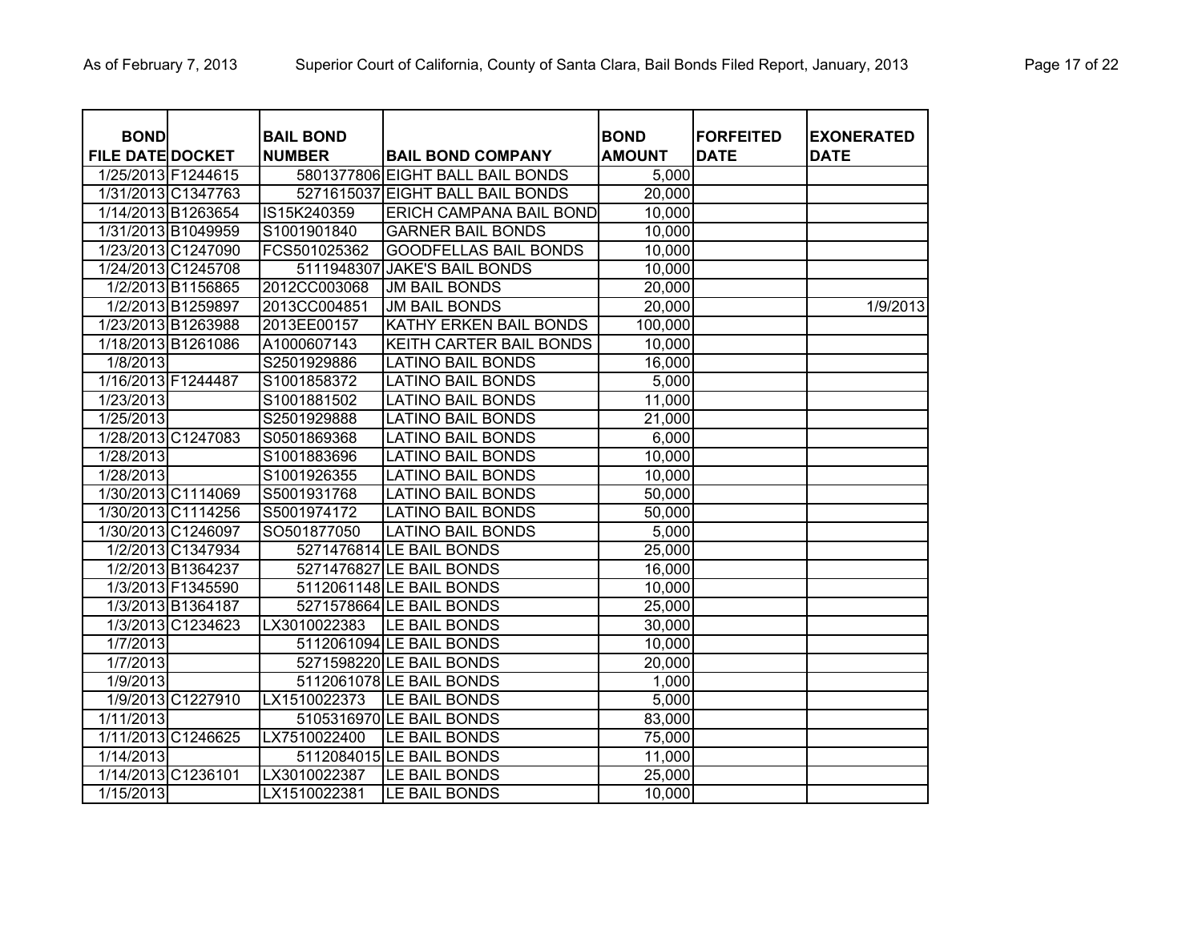| BOND FILE DATE | DOCKET | BAIL BOND NUMBER | BAIL BOND COMPANY | BOND AMOUNT | FORFEITED DATE | EXONERATED DATE |
|---|---|---|---|---|---|---|
| 1/25/2013 | F1244615 | 5801377806 | EIGHT BALL BAIL BONDS | 5,000 | | |
| 1/31/2013 | C1347763 | 5271615037 | EIGHT BALL BAIL BONDS | 20,000 | | |
| 1/14/2013 | B1263654 | IS15K240359 | ERICH CAMPANA BAIL BOND | 10,000 | | |
| 1/31/2013 | B1049959 | S1001901840 | GARNER BAIL BONDS | 10,000 | | |
| 1/23/2013 | C1247090 | FCS501025362 | GOODFELLAS BAIL BONDS | 10,000 | | |
| 1/24/2013 | C1245708 | 5111948307 | JAKE'S BAIL BONDS | 10,000 | | |
| 1/2/2013 | B1156865 | 2012CC003068 | JM BAIL BONDS | 20,000 | | |
| 1/2/2013 | B1259897 | 2013CC004851 | JM BAIL BONDS | 20,000 | | 1/9/2013 |
| 1/23/2013 | B1263988 | 2013EE00157 | KATHY ERKEN BAIL BONDS | 100,000 | | |
| 1/18/2013 | B1261086 | A1000607143 | KEITH CARTER BAIL BONDS | 10,000 | | |
| 1/8/2013 | | S2501929886 | LATINO BAIL BONDS | 16,000 | | |
| 1/16/2013 | F1244487 | S1001858372 | LATINO BAIL BONDS | 5,000 | | |
| 1/23/2013 | | S1001881502 | LATINO BAIL BONDS | 11,000 | | |
| 1/25/2013 | | S2501929888 | LATINO BAIL BONDS | 21,000 | | |
| 1/28/2013 | C1247083 | S0501869368 | LATINO BAIL BONDS | 6,000 | | |
| 1/28/2013 | | S1001883696 | LATINO BAIL BONDS | 10,000 | | |
| 1/28/2013 | | S1001926355 | LATINO BAIL BONDS | 10,000 | | |
| 1/30/2013 | C1114069 | S5001931768 | LATINO BAIL BONDS | 50,000 | | |
| 1/30/2013 | C1114256 | S5001974172 | LATINO BAIL BONDS | 50,000 | | |
| 1/30/2013 | C1246097 | SO501877050 | LATINO BAIL BONDS | 5,000 | | |
| 1/2/2013 | C1347934 | 5271476814 | LE BAIL BONDS | 25,000 | | |
| 1/2/2013 | B1364237 | 5271476827 | LE BAIL BONDS | 16,000 | | |
| 1/3/2013 | F1345590 | 5112061148 | LE BAIL BONDS | 10,000 | | |
| 1/3/2013 | B1364187 | 5271578664 | LE BAIL BONDS | 25,000 | | |
| 1/3/2013 | C1234623 | LX3010022383 | LE BAIL BONDS | 30,000 | | |
| 1/7/2013 | | 5112061094 | LE BAIL BONDS | 10,000 | | |
| 1/7/2013 | | 5271598220 | LE BAIL BONDS | 20,000 | | |
| 1/9/2013 | | 5112061078 | LE BAIL BONDS | 1,000 | | |
| 1/9/2013 | C1227910 | LX1510022373 | LE BAIL BONDS | 5,000 | | |
| 1/11/2013 | | 5105316970 | LE BAIL BONDS | 83,000 | | |
| 1/11/2013 | C1246625 | LX7510022400 | LE BAIL BONDS | 75,000 | | |
| 1/14/2013 | | 5112084015 | LE BAIL BONDS | 11,000 | | |
| 1/14/2013 | C1236101 | LX3010022387 | LE BAIL BONDS | 25,000 | | |
| 1/15/2013 | | LX1510022381 | LE BAIL BONDS | 10,000 | | |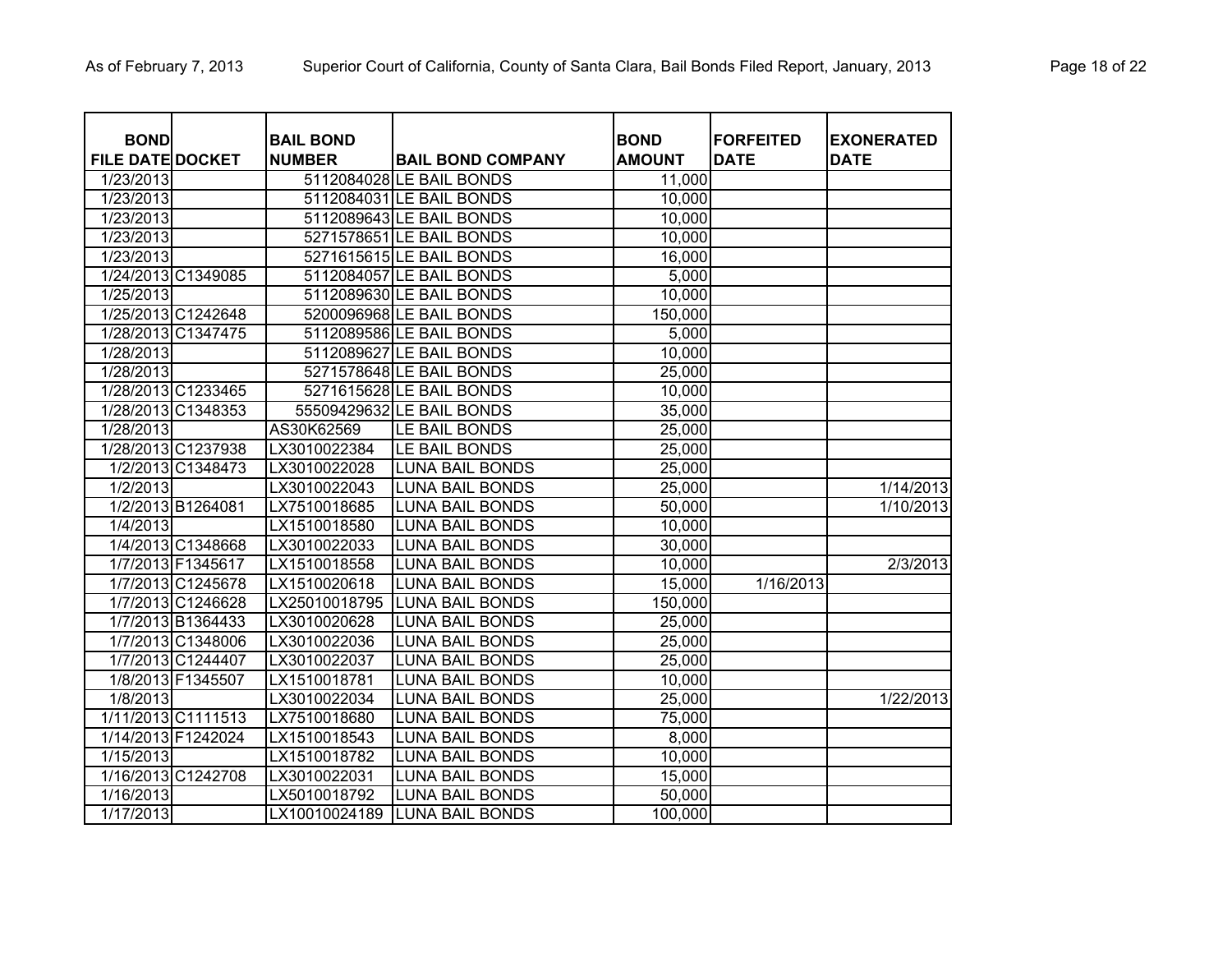| BOND FILE DATE | DOCKET | BAIL BOND NUMBER | BAIL BOND COMPANY | BOND AMOUNT | FORFEITED DATE | EXONERATED DATE |
|---|---|---|---|---|---|---|
| 1/23/2013 | | 5112084028 | LE BAIL BONDS | 11,000 | | |
| 1/23/2013 | | 5112084031 | LE BAIL BONDS | 10,000 | | |
| 1/23/2013 | | 5112089643 | LE BAIL BONDS | 10,000 | | |
| 1/23/2013 | | 5271578651 | LE BAIL BONDS | 10,000 | | |
| 1/23/2013 | | 5271615615 | LE BAIL BONDS | 16,000 | | |
| 1/24/2013 | C1349085 | 5112084057 | LE BAIL BONDS | 5,000 | | |
| 1/25/2013 | | 5112089630 | LE BAIL BONDS | 10,000 | | |
| 1/25/2013 | C1242648 | 5200096968 | LE BAIL BONDS | 150,000 | | |
| 1/28/2013 | C1347475 | 5112089586 | LE BAIL BONDS | 5,000 | | |
| 1/28/2013 | | 5112089627 | LE BAIL BONDS | 10,000 | | |
| 1/28/2013 | | 5271578648 | LE BAIL BONDS | 25,000 | | |
| 1/28/2013 | C1233465 | 5271615628 | LE BAIL BONDS | 10,000 | | |
| 1/28/2013 | C1348353 | 55509429632 | LE BAIL BONDS | 35,000 | | |
| 1/28/2013 | | AS30K62569 | LE BAIL BONDS | 25,000 | | |
| 1/28/2013 | C1237938 | LX3010022384 | LE BAIL BONDS | 25,000 | | |
| 1/2/2013 | C1348473 | LX3010022028 | LUNA BAIL BONDS | 25,000 | | |
| 1/2/2013 | | LX3010022043 | LUNA BAIL BONDS | 25,000 | | 1/14/2013 |
| 1/2/2013 | B1264081 | LX7510018685 | LUNA BAIL BONDS | 50,000 | | 1/10/2013 |
| 1/4/2013 | | LX1510018580 | LUNA BAIL BONDS | 10,000 | | |
| 1/4/2013 | C1348668 | LX3010022033 | LUNA BAIL BONDS | 30,000 | | |
| 1/7/2013 | F1345617 | LX1510018558 | LUNA BAIL BONDS | 10,000 | | 2/3/2013 |
| 1/7/2013 | C1245678 | LX1510020618 | LUNA BAIL BONDS | 15,000 | 1/16/2013 | |
| 1/7/2013 | C1246628 | LX25010018795 | LUNA BAIL BONDS | 150,000 | | |
| 1/7/2013 | B1364433 | LX3010020628 | LUNA BAIL BONDS | 25,000 | | |
| 1/7/2013 | C1348006 | LX3010022036 | LUNA BAIL BONDS | 25,000 | | |
| 1/7/2013 | C1244407 | LX3010022037 | LUNA BAIL BONDS | 25,000 | | |
| 1/8/2013 | F1345507 | LX1510018781 | LUNA BAIL BONDS | 10,000 | | |
| 1/8/2013 | | LX3010022034 | LUNA BAIL BONDS | 25,000 | | 1/22/2013 |
| 1/11/2013 | C1111513 | LX7510018680 | LUNA BAIL BONDS | 75,000 | | |
| 1/14/2013 | F1242024 | LX1510018543 | LUNA BAIL BONDS | 8,000 | | |
| 1/15/2013 | | LX1510018782 | LUNA BAIL BONDS | 10,000 | | |
| 1/16/2013 | C1242708 | LX3010022031 | LUNA BAIL BONDS | 15,000 | | |
| 1/16/2013 | | LX5010018792 | LUNA BAIL BONDS | 50,000 | | |
| 1/17/2013 | | LX10010024189 | LUNA BAIL BONDS | 100,000 | | |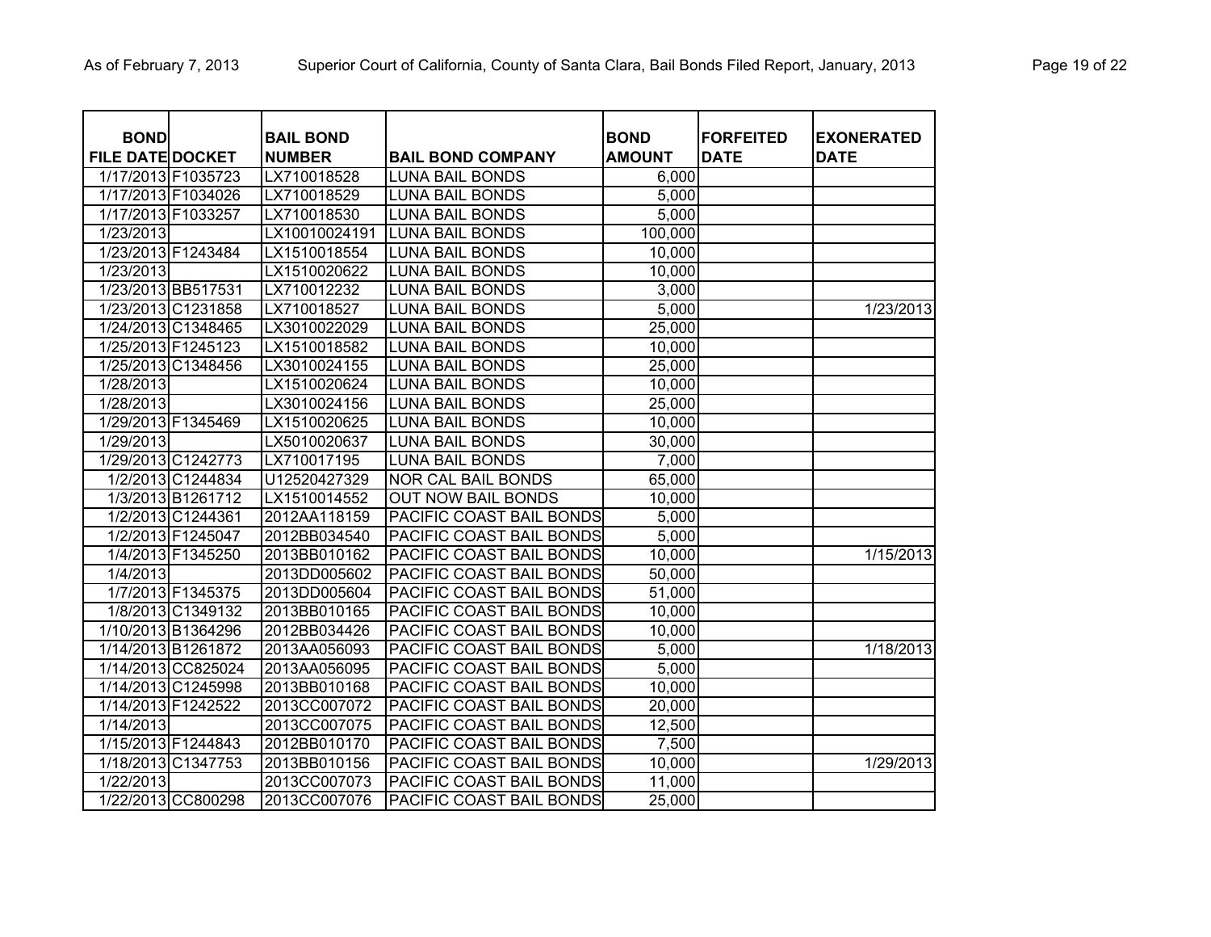| BOND FILE DATE | DOCKET | BAIL BOND NUMBER | BAIL BOND COMPANY | BOND AMOUNT | FORFEITED DATE | EXONERATED DATE |
|---|---|---|---|---|---|---|
| 1/17/2013 | F1035723 | LX710018528 | LUNA BAIL BONDS | 6,000 | | |
| 1/17/2013 | F1034026 | LX710018529 | LUNA BAIL BONDS | 5,000 | | |
| 1/17/2013 | F1033257 | LX710018530 | LUNA BAIL BONDS | 5,000 | | |
| 1/23/2013 | | LX10010024191 | LUNA BAIL BONDS | 100,000 | | |
| 1/23/2013 | F1243484 | LX1510018554 | LUNA BAIL BONDS | 10,000 | | |
| 1/23/2013 | | LX1510020622 | LUNA BAIL BONDS | 10,000 | | |
| 1/23/2013 | BB517531 | LX710012232 | LUNA BAIL BONDS | 3,000 | | |
| 1/23/2013 | C1231858 | LX710018527 | LUNA BAIL BONDS | 5,000 | | 1/23/2013 |
| 1/24/2013 | C1348465 | LX3010022029 | LUNA BAIL BONDS | 25,000 | | |
| 1/25/2013 | F1245123 | LX1510018582 | LUNA BAIL BONDS | 10,000 | | |
| 1/25/2013 | C1348456 | LX3010024155 | LUNA BAIL BONDS | 25,000 | | |
| 1/28/2013 | | LX1510020624 | LUNA BAIL BONDS | 10,000 | | |
| 1/28/2013 | | LX3010024156 | LUNA BAIL BONDS | 25,000 | | |
| 1/29/2013 | F1345469 | LX1510020625 | LUNA BAIL BONDS | 10,000 | | |
| 1/29/2013 | | LX5010020637 | LUNA BAIL BONDS | 30,000 | | |
| 1/29/2013 | C1242773 | LX710017195 | LUNA BAIL BONDS | 7,000 | | |
| 1/2/2013 | C1244834 | U12520427329 | NOR CAL BAIL BONDS | 65,000 | | |
| 1/3/2013 | B1261712 | LX1510014552 | OUT NOW BAIL BONDS | 10,000 | | |
| 1/2/2013 | C1244361 | 2012AA118159 | PACIFIC COAST BAIL BONDS | 5,000 | | |
| 1/2/2013 | F1245047 | 2012BB034540 | PACIFIC COAST BAIL BONDS | 5,000 | | |
| 1/4/2013 | F1345250 | 2013BB010162 | PACIFIC COAST BAIL BONDS | 10,000 | | 1/15/2013 |
| 1/4/2013 | | 2013DD005602 | PACIFIC COAST BAIL BONDS | 50,000 | | |
| 1/7/2013 | F1345375 | 2013DD005604 | PACIFIC COAST BAIL BONDS | 51,000 | | |
| 1/8/2013 | C1349132 | 2013BB010165 | PACIFIC COAST BAIL BONDS | 10,000 | | |
| 1/10/2013 | B1364296 | 2012BB034426 | PACIFIC COAST BAIL BONDS | 10,000 | | |
| 1/14/2013 | B1261872 | 2013AA056093 | PACIFIC COAST BAIL BONDS | 5,000 | | 1/18/2013 |
| 1/14/2013 | CC825024 | 2013AA056095 | PACIFIC COAST BAIL BONDS | 5,000 | | |
| 1/14/2013 | C1245998 | 2013BB010168 | PACIFIC COAST BAIL BONDS | 10,000 | | |
| 1/14/2013 | F1242522 | 2013CC007072 | PACIFIC COAST BAIL BONDS | 20,000 | | |
| 1/14/2013 | | 2013CC007075 | PACIFIC COAST BAIL BONDS | 12,500 | | |
| 1/15/2013 | F1244843 | 2012BB010170 | PACIFIC COAST BAIL BONDS | 7,500 | | |
| 1/18/2013 | C1347753 | 2013BB010156 | PACIFIC COAST BAIL BONDS | 10,000 | | 1/29/2013 |
| 1/22/2013 | | 2013CC007073 | PACIFIC COAST BAIL BONDS | 11,000 | | |
| 1/22/2013 | CC800298 | 2013CC007076 | PACIFIC COAST BAIL BONDS | 25,000 | | |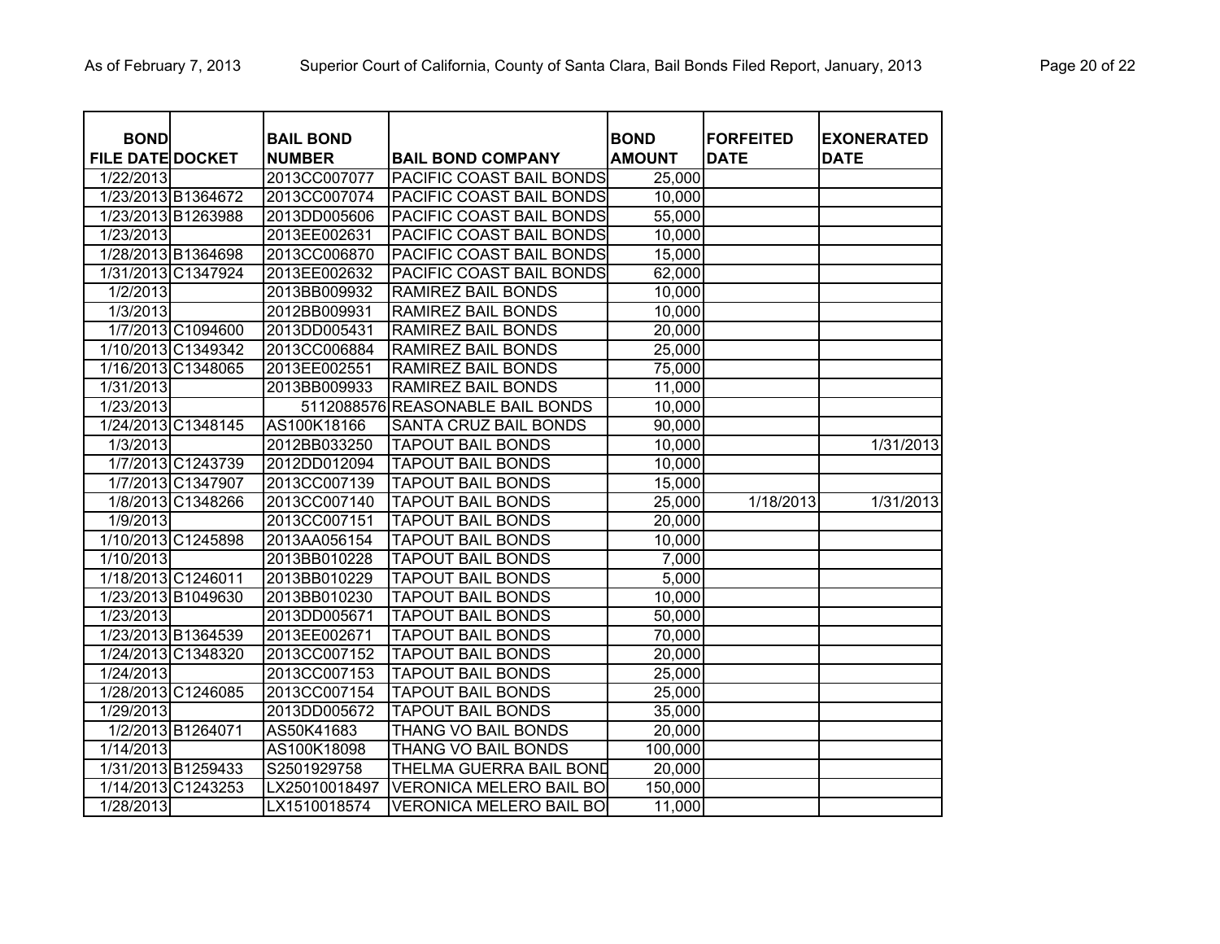| BOND FILE DATE | DOCKET | BAIL BOND NUMBER | BAIL BOND COMPANY | BOND AMOUNT | FORFEITED DATE | EXONERATED DATE |
|---|---|---|---|---|---|---|
| 1/22/2013 | | 2013CC007077 | PACIFIC COAST BAIL BONDS | 25,000 | | |
| 1/23/2013 | B1364672 | 2013CC007074 | PACIFIC COAST BAIL BONDS | 10,000 | | |
| 1/23/2013 | B1263988 | 2013DD005606 | PACIFIC COAST BAIL BONDS | 55,000 | | |
| 1/23/2013 | | 2013EE002631 | PACIFIC COAST BAIL BONDS | 10,000 | | |
| 1/28/2013 | B1364698 | 2013CC006870 | PACIFIC COAST BAIL BONDS | 15,000 | | |
| 1/31/2013 | C1347924 | 2013EE002632 | PACIFIC COAST BAIL BONDS | 62,000 | | |
| 1/2/2013 | | 2013BB009932 | RAMIREZ BAIL BONDS | 10,000 | | |
| 1/3/2013 | | 2012BB009931 | RAMIREZ BAIL BONDS | 10,000 | | |
| 1/7/2013 | C1094600 | 2013DD005431 | RAMIREZ BAIL BONDS | 20,000 | | |
| 1/10/2013 | C1349342 | 2013CC006884 | RAMIREZ BAIL BONDS | 25,000 | | |
| 1/16/2013 | C1348065 | 2013EE002551 | RAMIREZ BAIL BONDS | 75,000 | | |
| 1/31/2013 | | 2013BB009933 | RAMIREZ BAIL BONDS | 11,000 | | |
| 1/23/2013 | | 5112088576 | REASONABLE BAIL BONDS | 10,000 | | |
| 1/24/2013 | C1348145 | AS100K18166 | SANTA CRUZ BAIL BONDS | 90,000 | | |
| 1/3/2013 | | 2012BB033250 | TAPOUT BAIL BONDS | 10,000 | | 1/31/2013 |
| 1/7/2013 | C1243739 | 2012DD012094 | TAPOUT BAIL BONDS | 10,000 | | |
| 1/7/2013 | C1347907 | 2013CC007139 | TAPOUT BAIL BONDS | 15,000 | | |
| 1/8/2013 | C1348266 | 2013CC007140 | TAPOUT BAIL BONDS | 25,000 | 1/18/2013 | 1/31/2013 |
| 1/9/2013 | | 2013CC007151 | TAPOUT BAIL BONDS | 20,000 | | |
| 1/10/2013 | C1245898 | 2013AA056154 | TAPOUT BAIL BONDS | 10,000 | | |
| 1/10/2013 | | 2013BB010228 | TAPOUT BAIL BONDS | 7,000 | | |
| 1/18/2013 | C1246011 | 2013BB010229 | TAPOUT BAIL BONDS | 5,000 | | |
| 1/23/2013 | B1049630 | 2013BB010230 | TAPOUT BAIL BONDS | 10,000 | | |
| 1/23/2013 | | 2013DD005671 | TAPOUT BAIL BONDS | 50,000 | | |
| 1/23/2013 | B1364539 | 2013EE002671 | TAPOUT BAIL BONDS | 70,000 | | |
| 1/24/2013 | C1348320 | 2013CC007152 | TAPOUT BAIL BONDS | 20,000 | | |
| 1/24/2013 | | 2013CC007153 | TAPOUT BAIL BONDS | 25,000 | | |
| 1/28/2013 | C1246085 | 2013CC007154 | TAPOUT BAIL BONDS | 25,000 | | |
| 1/29/2013 | | 2013DD005672 | TAPOUT BAIL BONDS | 35,000 | | |
| 1/2/2013 | B1264071 | AS50K41683 | THANG VO BAIL BONDS | 20,000 | | |
| 1/14/2013 | | AS100K18098 | THANG VO BAIL BONDS | 100,000 | | |
| 1/31/2013 | B1259433 | S2501929758 | THELMA GUERRA BAIL BOND | 20,000 | | |
| 1/14/2013 | C1243253 | LX25010018497 | VERONICA MELERO BAIL BO | 150,000 | | |
| 1/28/2013 | | LX1510018574 | VERONICA MELERO BAIL BO | 11,000 | | |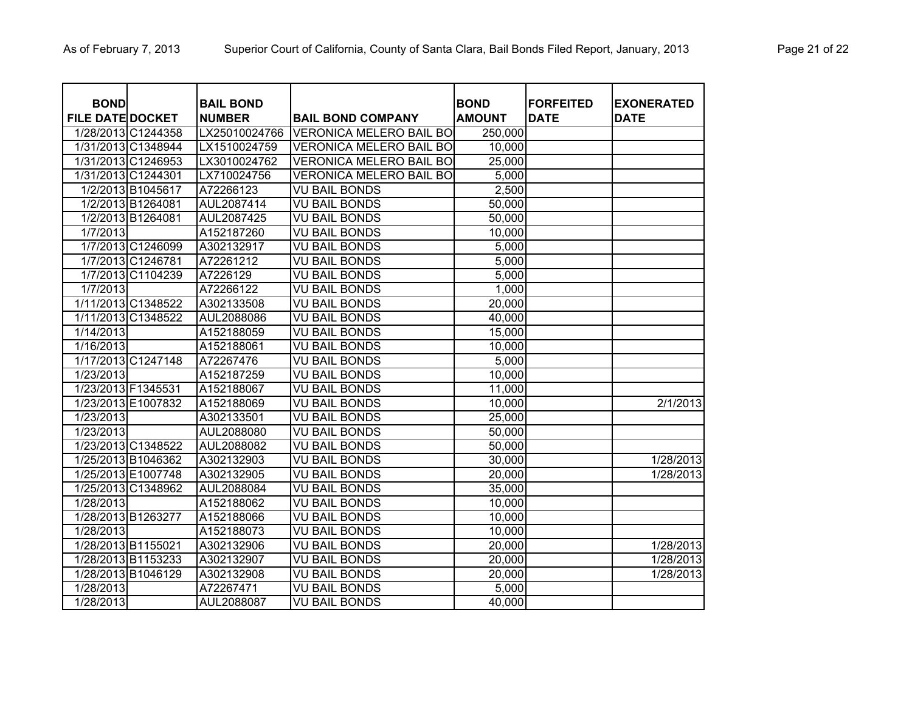| BOND FILE DATE | DOCKET | BAIL BOND NUMBER | BAIL BOND COMPANY | BOND AMOUNT | FORFEITED DATE | EXONERATED DATE |
|---|---|---|---|---|---|---|
| 1/28/2013 | C1244358 | LX25010024766 | VERONICA MELERO BAIL BO | 250,000 | | |
| 1/31/2013 | C1348944 | LX1510024759 | VERONICA MELERO BAIL BO | 10,000 | | |
| 1/31/2013 | C1246953 | LX3010024762 | VERONICA MELERO BAIL BO | 25,000 | | |
| 1/31/2013 | C1244301 | LX710024756 | VERONICA MELERO BAIL BO | 5,000 | | |
| 1/2/2013 | B1045617 | A72266123 | VU BAIL BONDS | 2,500 | | |
| 1/2/2013 | B1264081 | AUL2087414 | VU BAIL BONDS | 50,000 | | |
| 1/2/2013 | B1264081 | AUL2087425 | VU BAIL BONDS | 50,000 | | |
| 1/7/2013 | | A152187260 | VU BAIL BONDS | 10,000 | | |
| 1/7/2013 | C1246099 | A302132917 | VU BAIL BONDS | 5,000 | | |
| 1/7/2013 | C1246781 | A72261212 | VU BAIL BONDS | 5,000 | | |
| 1/7/2013 | C1104239 | A7226129 | VU BAIL BONDS | 5,000 | | |
| 1/7/2013 | | A72266122 | VU BAIL BONDS | 1,000 | | |
| 1/11/2013 | C1348522 | A302133508 | VU BAIL BONDS | 20,000 | | |
| 1/11/2013 | C1348522 | AUL2088086 | VU BAIL BONDS | 40,000 | | |
| 1/14/2013 | | A152188059 | VU BAIL BONDS | 15,000 | | |
| 1/16/2013 | | A152188061 | VU BAIL BONDS | 10,000 | | |
| 1/17/2013 | C1247148 | A72267476 | VU BAIL BONDS | 5,000 | | |
| 1/23/2013 | | A152187259 | VU BAIL BONDS | 10,000 | | |
| 1/23/2013 | F1345531 | A152188067 | VU BAIL BONDS | 11,000 | | |
| 1/23/2013 | E1007832 | A152188069 | VU BAIL BONDS | 10,000 | | 2/1/2013 |
| 1/23/2013 | | A302133501 | VU BAIL BONDS | 25,000 | | |
| 1/23/2013 | | AUL2088080 | VU BAIL BONDS | 50,000 | | |
| 1/23/2013 | C1348522 | AUL2088082 | VU BAIL BONDS | 50,000 | | |
| 1/25/2013 | B1046362 | A302132903 | VU BAIL BONDS | 30,000 | | 1/28/2013 |
| 1/25/2013 | E1007748 | A302132905 | VU BAIL BONDS | 20,000 | | 1/28/2013 |
| 1/25/2013 | C1348962 | AUL2088084 | VU BAIL BONDS | 35,000 | | |
| 1/28/2013 | | A152188062 | VU BAIL BONDS | 10,000 | | |
| 1/28/2013 | B1263277 | A152188066 | VU BAIL BONDS | 10,000 | | |
| 1/28/2013 | | A152188073 | VU BAIL BONDS | 10,000 | | |
| 1/28/2013 | B1155021 | A302132906 | VU BAIL BONDS | 20,000 | | 1/28/2013 |
| 1/28/2013 | B1153233 | A302132907 | VU BAIL BONDS | 20,000 | | 1/28/2013 |
| 1/28/2013 | B1046129 | A302132908 | VU BAIL BONDS | 20,000 | | 1/28/2013 |
| 1/28/2013 | | A72267471 | VU BAIL BONDS | 5,000 | | |
| 1/28/2013 | | AUL2088087 | VU BAIL BONDS | 40,000 | | |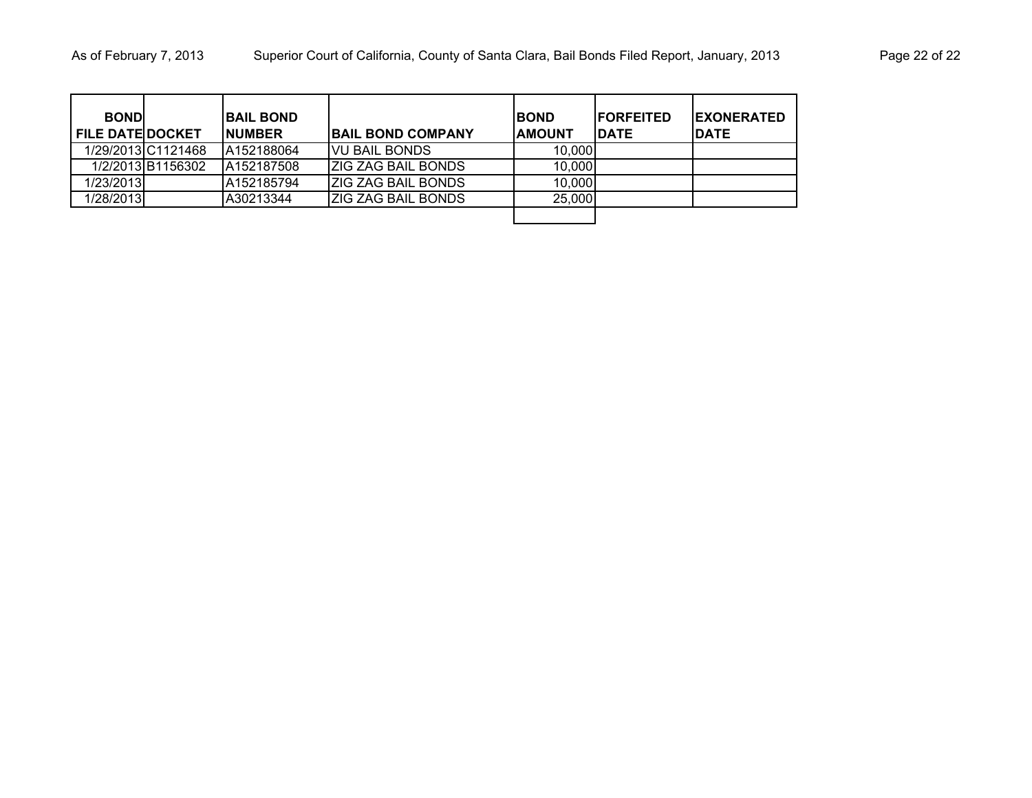| BOND FILE DATE | DOCKET | BAIL BOND NUMBER | BAIL BOND COMPANY | BOND AMOUNT | FORFEITED DATE | EXONERATED DATE |
|---|---|---|---|---|---|---|
| 1/29/2013 | C1121468 | A152188064 | VU BAIL BONDS | 10,000 | | |
| 1/2/2013 | B1156302 | A152187508 | ZIG ZAG BAIL BONDS | 10,000 | | |
| 1/23/2013 | | A152185794 | ZIG ZAG BAIL BONDS | 10,000 | | |
| 1/28/2013 | | A30213344 | ZIG ZAG BAIL BONDS | 25,000 | | |